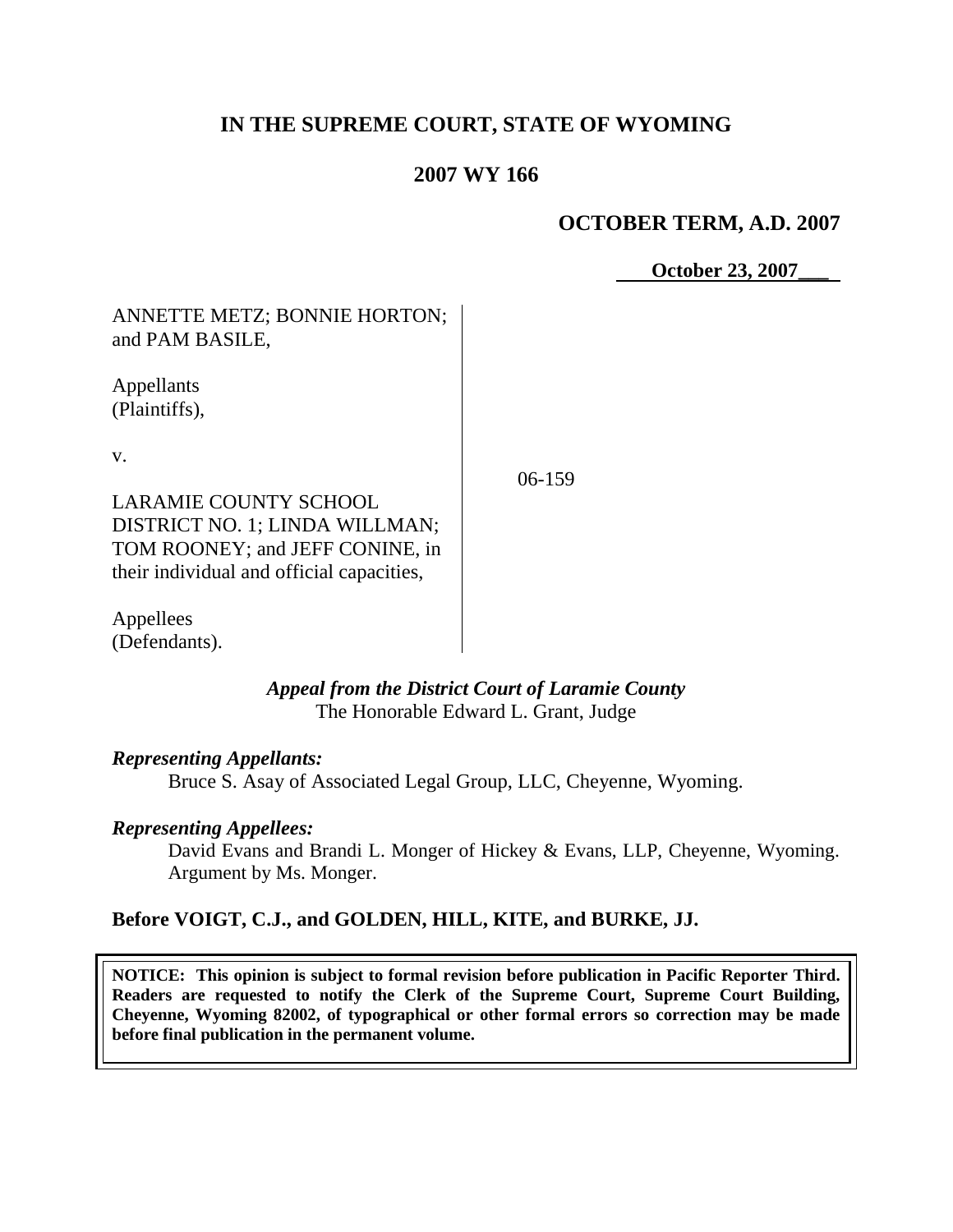# IN THE SUPREME COURT, STATE OF WYOMING

## 2007 WY 166

### OCTOBER TERM, A.D. 2007

**October 23, 2007**

ANNETTE METZ; BONNIE HORTON; and PAM BASILE,

Appellants (Plaintiffs),

v.

LARAMIE COUNTY SCHOOL DISTRICT NO. 1; LINDA WILLMAN; TOM ROONEY; and JEFF CONINE, in their individual and official capacities,

Appellees (Defendants).

06-159

*Appeal from the District Court of Laramie County*
The Honorable Edward L. Grant, Judge

*Representing Appellants:*
Bruce S. Asay of Associated Legal Group, LLC, Cheyenne, Wyoming.

*Representing Appellees:*
David Evans and Brandi L. Monger of Hickey & Evans, LLP, Cheyenne, Wyoming. Argument by Ms. Monger.

**Before VOIGT, C.J., and GOLDEN, HILL, KITE, and BURKE, JJ.**

**NOTICE: This opinion is subject to formal revision before publication in Pacific Reporter Third. Readers are requested to notify the Clerk of the Supreme Court, Supreme Court Building, Cheyenne, Wyoming 82002, of typographical or other formal errors so correction may be made before final publication in the permanent volume.**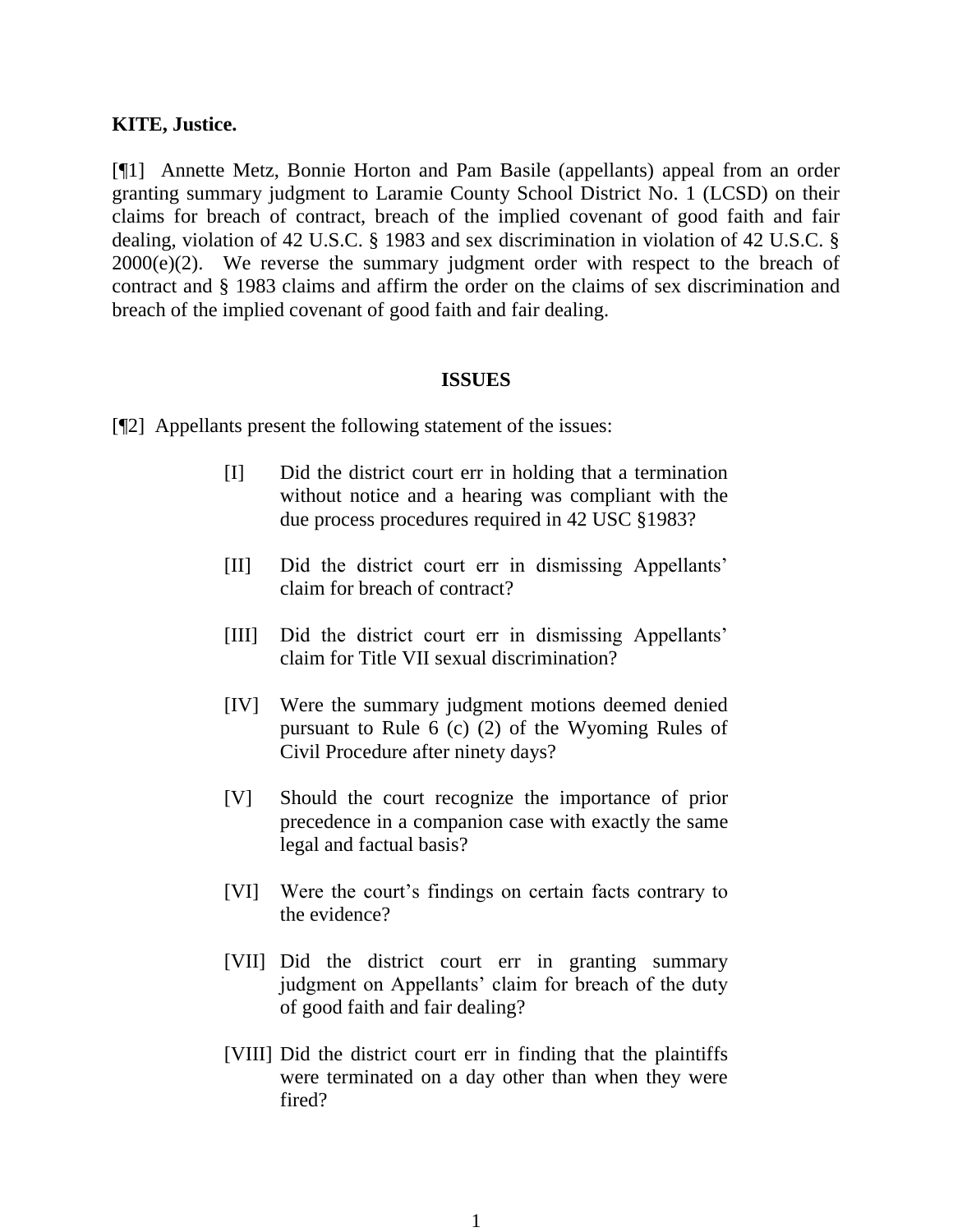**KITE, Justice.**

[¶1] Annette Metz, Bonnie Horton and Pam Basile (appellants) appeal from an order granting summary judgment to Laramie County School District No. 1 (LCSD) on their claims for breach of contract, breach of the implied covenant of good faith and fair dealing, violation of 42 U.S.C. § 1983 and sex discrimination in violation of 42 U.S.C. § 2000(e)(2). We reverse the summary judgment order with respect to the breach of contract and § 1983 claims and affirm the order on the claims of sex discrimination and breach of the implied covenant of good faith and fair dealing.

**ISSUES**

[¶2] Appellants present the following statement of the issues:

> [I] Did the district court err in holding that a termination without notice and a hearing was compliant with the due process procedures required in 42 USC §1983?
>
> [II] Did the district court err in dismissing Appellants' claim for breach of contract?
>
> [III] Did the district court err in dismissing Appellants' claim for Title VII sexual discrimination?
>
> [IV] Were the summary judgment motions deemed denied pursuant to Rule 6 (c) (2) of the Wyoming Rules of Civil Procedure after ninety days?
>
> [V] Should the court recognize the importance of prior precedence in a companion case with exactly the same legal and factual basis?
>
> [VI] Were the court's findings on certain facts contrary to the evidence?
>
> [VII] Did the district court err in granting summary judgment on Appellants' claim for breach of the duty of good faith and fair dealing?
>
> [VIII] Did the district court err in finding that the plaintiffs were terminated on a day other than when they were fired?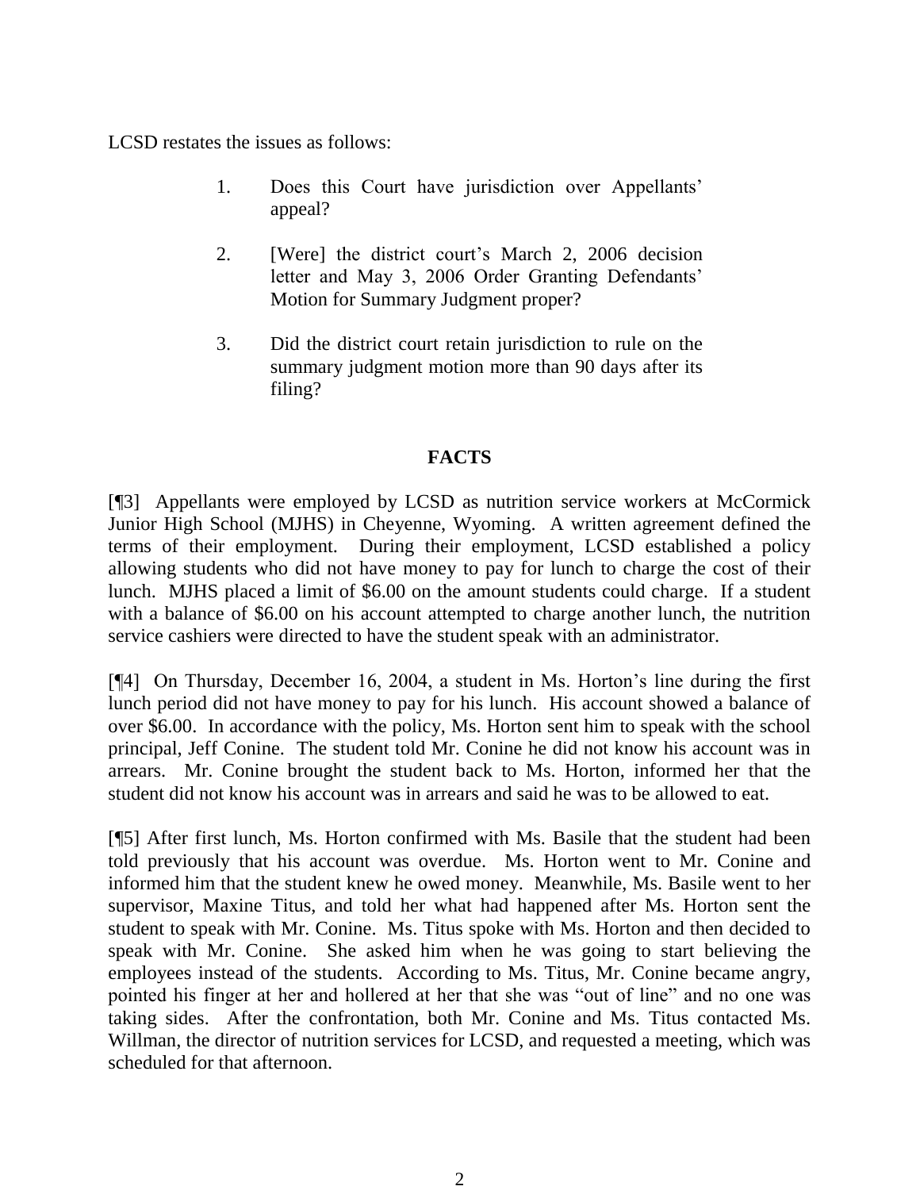LCSD restates the issues as follows:

1. Does this Court have jurisdiction over Appellants' appeal?

2. [Were] the district court's March 2, 2006 decision letter and May 3, 2006 Order Granting Defendants' Motion for Summary Judgment proper?

3. Did the district court retain jurisdiction to rule on the summary judgment motion more than 90 days after its filing?

## FACTS

[¶3] Appellants were employed by LCSD as nutrition service workers at McCormick Junior High School (MJHS) in Cheyenne, Wyoming. A written agreement defined the terms of their employment. During their employment, LCSD established a policy allowing students who did not have money to pay for lunch to charge the cost of their lunch. MJHS placed a limit of $6.00 on the amount students could charge. If a student with a balance of $6.00 on his account attempted to charge another lunch, the nutrition service cashiers were directed to have the student speak with an administrator.

[¶4] On Thursday, December 16, 2004, a student in Ms. Horton's line during the first lunch period did not have money to pay for his lunch. His account showed a balance of over $6.00. In accordance with the policy, Ms. Horton sent him to speak with the school principal, Jeff Conine. The student told Mr. Conine he did not know his account was in arrears. Mr. Conine brought the student back to Ms. Horton, informed her that the student did not know his account was in arrears and said he was to be allowed to eat.

[¶5] After first lunch, Ms. Horton confirmed with Ms. Basile that the student had been told previously that his account was overdue. Ms. Horton went to Mr. Conine and informed him that the student knew he owed money. Meanwhile, Ms. Basile went to her supervisor, Maxine Titus, and told her what had happened after Ms. Horton sent the student to speak with Mr. Conine. Ms. Titus spoke with Ms. Horton and then decided to speak with Mr. Conine. She asked him when he was going to start believing the employees instead of the students. According to Ms. Titus, Mr. Conine became angry, pointed his finger at her and hollered at her that she was "out of line" and no one was taking sides. After the confrontation, both Mr. Conine and Ms. Titus contacted Ms. Willman, the director of nutrition services for LCSD, and requested a meeting, which was scheduled for that afternoon.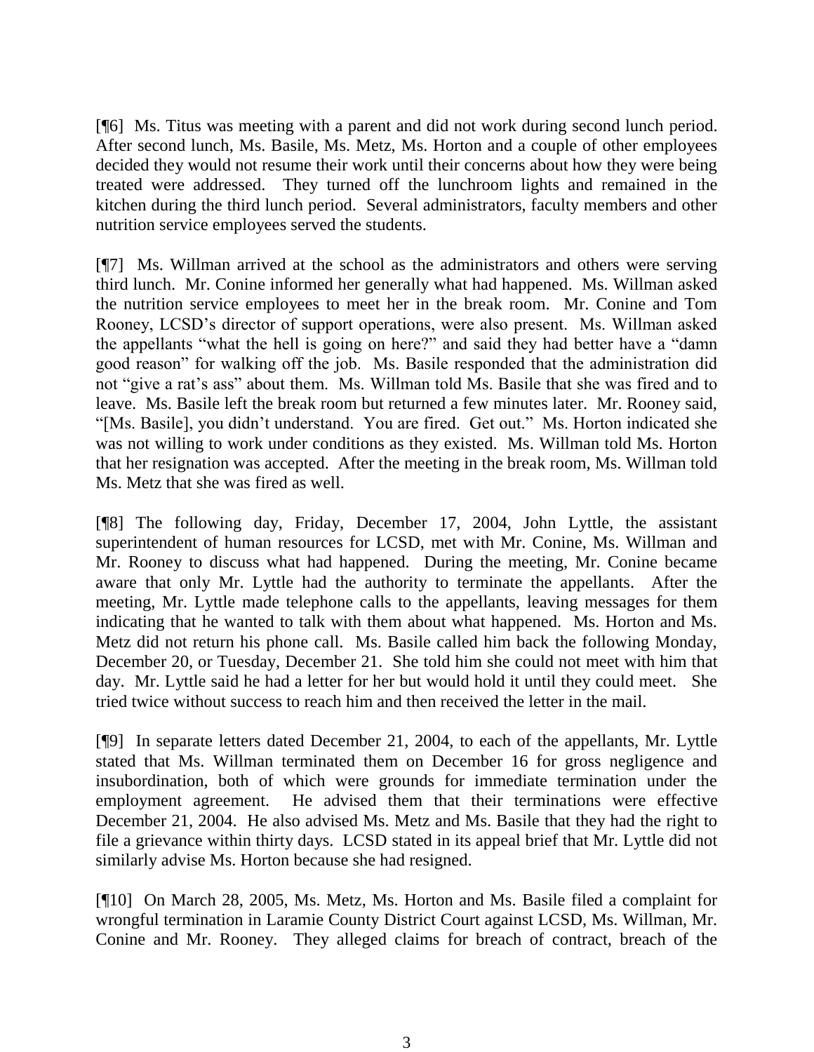[¶6] Ms. Titus was meeting with a parent and did not work during second lunch period. After second lunch, Ms. Basile, Ms. Metz, Ms. Horton and a couple of other employees decided they would not resume their work until their concerns about how they were being treated were addressed. They turned off the lunchroom lights and remained in the kitchen during the third lunch period. Several administrators, faculty members and other nutrition service employees served the students.

[¶7] Ms. Willman arrived at the school as the administrators and others were serving third lunch. Mr. Conine informed her generally what had happened. Ms. Willman asked the nutrition service employees to meet her in the break room. Mr. Conine and Tom Rooney, LCSD's director of support operations, were also present. Ms. Willman asked the appellants "what the hell is going on here?" and said they had better have a "damn good reason" for walking off the job. Ms. Basile responded that the administration did not "give a rat's ass" about them. Ms. Willman told Ms. Basile that she was fired and to leave. Ms. Basile left the break room but returned a few minutes later. Mr. Rooney said, "[Ms. Basile], you didn't understand. You are fired. Get out." Ms. Horton indicated she was not willing to work under conditions as they existed. Ms. Willman told Ms. Horton that her resignation was accepted. After the meeting in the break room, Ms. Willman told Ms. Metz that she was fired as well.

[¶8] The following day, Friday, December 17, 2004, John Lyttle, the assistant superintendent of human resources for LCSD, met with Mr. Conine, Ms. Willman and Mr. Rooney to discuss what had happened. During the meeting, Mr. Conine became aware that only Mr. Lyttle had the authority to terminate the appellants. After the meeting, Mr. Lyttle made telephone calls to the appellants, leaving messages for them indicating that he wanted to talk with them about what happened. Ms. Horton and Ms. Metz did not return his phone call. Ms. Basile called him back the following Monday, December 20, or Tuesday, December 21. She told him she could not meet with him that day. Mr. Lyttle said he had a letter for her but would hold it until they could meet. She tried twice without success to reach him and then received the letter in the mail.

[¶9] In separate letters dated December 21, 2004, to each of the appellants, Mr. Lyttle stated that Ms. Willman terminated them on December 16 for gross negligence and insubordination, both of which were grounds for immediate termination under the employment agreement. He advised them that their terminations were effective December 21, 2004. He also advised Ms. Metz and Ms. Basile that they had the right to file a grievance within thirty days. LCSD stated in its appeal brief that Mr. Lyttle did not similarly advise Ms. Horton because she had resigned.

[¶10] On March 28, 2005, Ms. Metz, Ms. Horton and Ms. Basile filed a complaint for wrongful termination in Laramie County District Court against LCSD, Ms. Willman, Mr. Conine and Mr. Rooney. They alleged claims for breach of contract, breach of the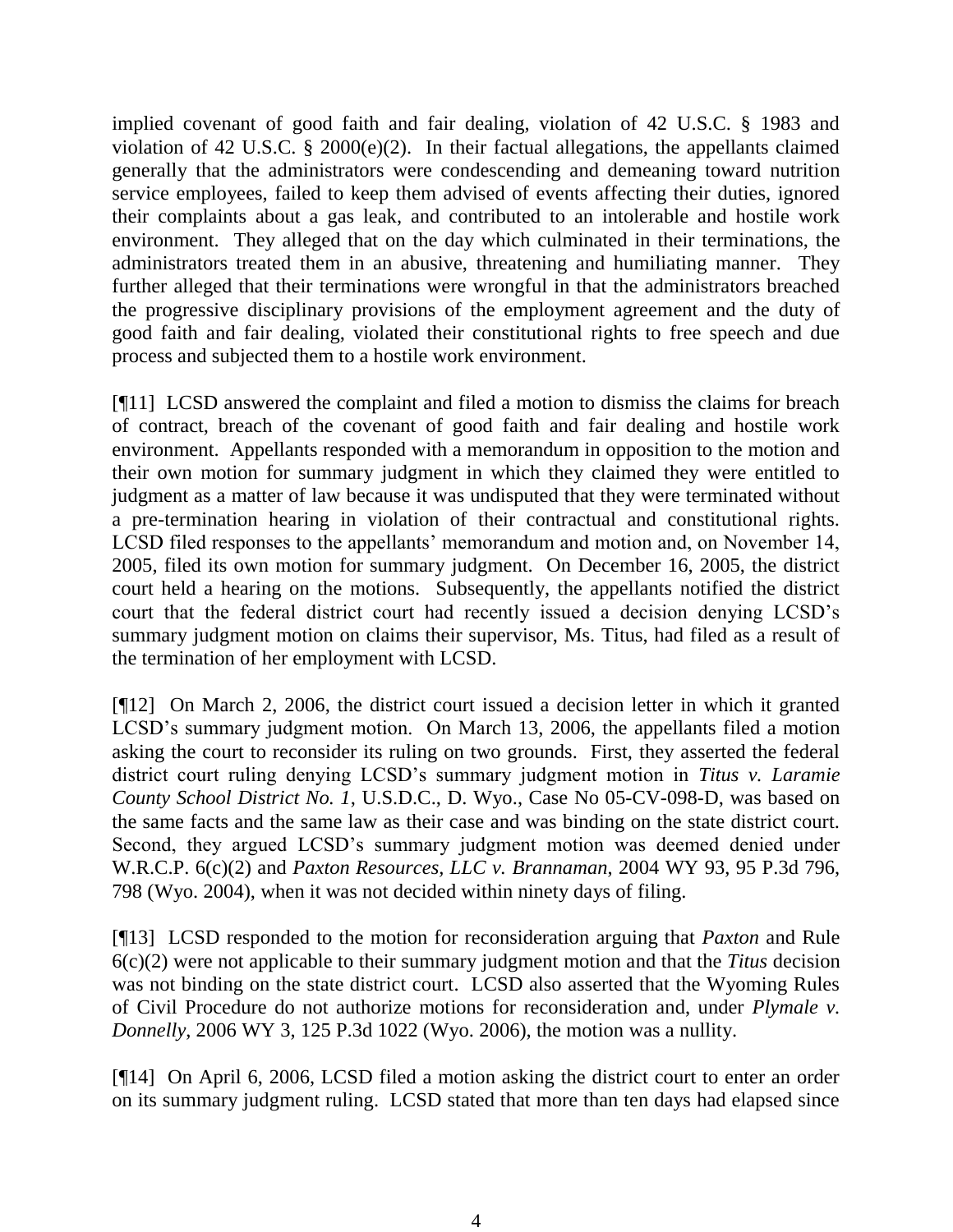implied covenant of good faith and fair dealing, violation of 42 U.S.C. § 1983 and violation of 42 U.S.C. § 2000(e)(2). In their factual allegations, the appellants claimed generally that the administrators were condescending and demeaning toward nutrition service employees, failed to keep them advised of events affecting their duties, ignored their complaints about a gas leak, and contributed to an intolerable and hostile work environment. They alleged that on the day which culminated in their terminations, the administrators treated them in an abusive, threatening and humiliating manner. They further alleged that their terminations were wrongful in that the administrators breached the progressive disciplinary provisions of the employment agreement and the duty of good faith and fair dealing, violated their constitutional rights to free speech and due process and subjected them to a hostile work environment.

[¶11] LCSD answered the complaint and filed a motion to dismiss the claims for breach of contract, breach of the covenant of good faith and fair dealing and hostile work environment. Appellants responded with a memorandum in opposition to the motion and their own motion for summary judgment in which they claimed they were entitled to judgment as a matter of law because it was undisputed that they were terminated without a pre-termination hearing in violation of their contractual and constitutional rights. LCSD filed responses to the appellants' memorandum and motion and, on November 14, 2005, filed its own motion for summary judgment. On December 16, 2005, the district court held a hearing on the motions. Subsequently, the appellants notified the district court that the federal district court had recently issued a decision denying LCSD's summary judgment motion on claims their supervisor, Ms. Titus, had filed as a result of the termination of her employment with LCSD.

[¶12] On March 2, 2006, the district court issued a decision letter in which it granted LCSD's summary judgment motion. On March 13, 2006, the appellants filed a motion asking the court to reconsider its ruling on two grounds. First, they asserted the federal district court ruling denying LCSD's summary judgment motion in *Titus v. Laramie County School District No. 1*, U.S.D.C., D. Wyo., Case No 05-CV-098-D, was based on the same facts and the same law as their case and was binding on the state district court. Second, they argued LCSD's summary judgment motion was deemed denied under W.R.C.P. 6(c)(2) and *Paxton Resources, LLC v. Brannaman*, 2004 WY 93, 95 P.3d 796, 798 (Wyo. 2004), when it was not decided within ninety days of filing.

[¶13] LCSD responded to the motion for reconsideration arguing that *Paxton* and Rule 6(c)(2) were not applicable to their summary judgment motion and that the *Titus* decision was not binding on the state district court. LCSD also asserted that the Wyoming Rules of Civil Procedure do not authorize motions for reconsideration and, under *Plymale v. Donnelly*, 2006 WY 3, 125 P.3d 1022 (Wyo. 2006), the motion was a nullity.

[¶14] On April 6, 2006, LCSD filed a motion asking the district court to enter an order on its summary judgment ruling. LCSD stated that more than ten days had elapsed since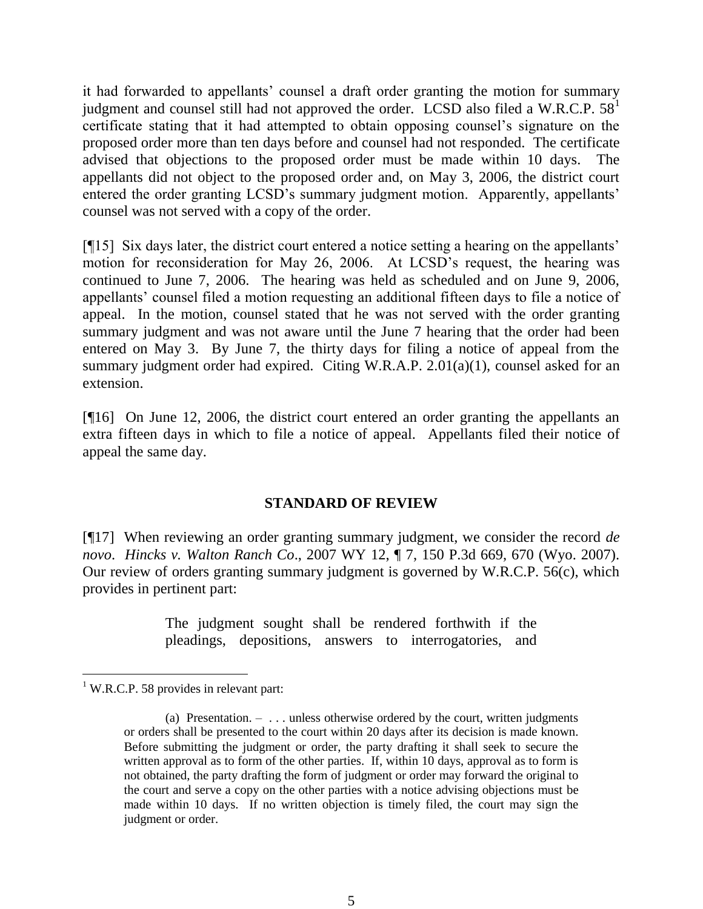it had forwarded to appellants' counsel a draft order granting the motion for summary judgment and counsel still had not approved the order. LCSD also filed a W.R.C.P. 58[1] certificate stating that it had attempted to obtain opposing counsel's signature on the proposed order more than ten days before and counsel had not responded. The certificate advised that objections to the proposed order must be made within 10 days. The appellants did not object to the proposed order and, on May 3, 2006, the district court entered the order granting LCSD's summary judgment motion. Apparently, appellants' counsel was not served with a copy of the order.

[¶15] Six days later, the district court entered a notice setting a hearing on the appellants' motion for reconsideration for May 26, 2006. At LCSD's request, the hearing was continued to June 7, 2006. The hearing was held as scheduled and on June 9, 2006, appellants' counsel filed a motion requesting an additional fifteen days to file a notice of appeal. In the motion, counsel stated that he was not served with the order granting summary judgment and was not aware until the June 7 hearing that the order had been entered on May 3. By June 7, the thirty days for filing a notice of appeal from the summary judgment order had expired. Citing W.R.A.P. 2.01(a)(1), counsel asked for an extension.

[¶16] On June 12, 2006, the district court entered an order granting the appellants an extra fifteen days in which to file a notice of appeal. Appellants filed their notice of appeal the same day.

## STANDARD OF REVIEW

[¶17] When reviewing an order granting summary judgment, we consider the record *de novo*. *Hincks v. Walton Ranch Co*., 2007 WY 12, ¶ 7, 150 P.3d 669, 670 (Wyo. 2007). Our review of orders granting summary judgment is governed by W.R.C.P. 56(c), which provides in pertinent part:

> The judgment sought shall be rendered forthwith if the pleadings, depositions, answers to interrogatories, and

---

[1] W.R.C.P. 58 provides in relevant part:

> (a) Presentation. – . . . unless otherwise ordered by the court, written judgments or orders shall be presented to the court within 20 days after its decision is made known. Before submitting the judgment or order, the party drafting it shall seek to secure the written approval as to form of the other parties. If, within 10 days, approval as to form is not obtained, the party drafting the form of judgment or order may forward the original to the court and serve a copy on the other parties with a notice advising objections must be made within 10 days. If no written objection is timely filed, the court may sign the judgment or order.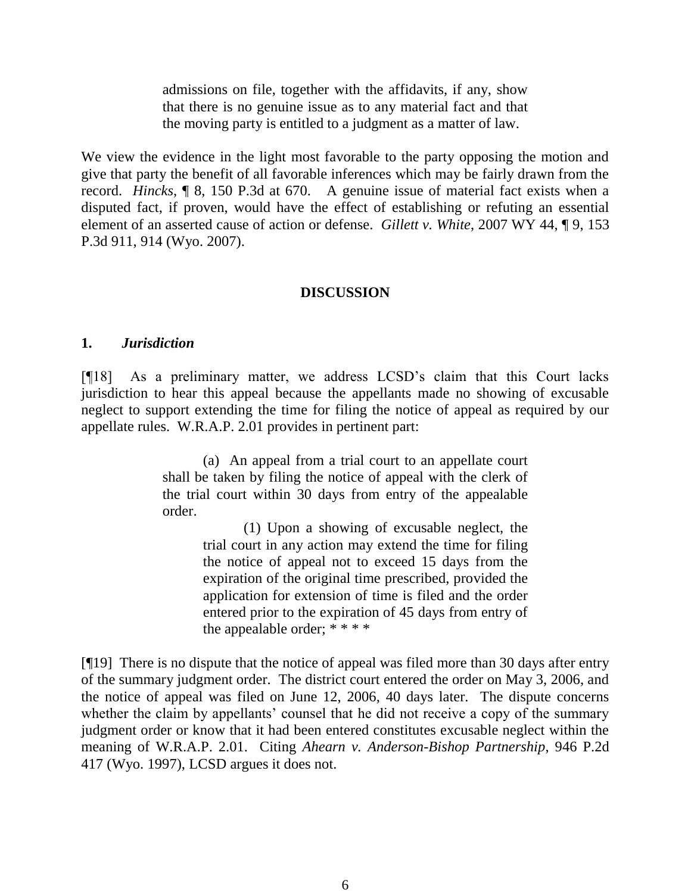> admissions on file, together with the affidavits, if any, show that there is no genuine issue as to any material fact and that the moving party is entitled to a judgment as a matter of law.

We view the evidence in the light most favorable to the party opposing the motion and give that party the benefit of all favorable inferences which may be fairly drawn from the record. *Hincks*, ¶ 8, 150 P.3d at 670. A genuine issue of material fact exists when a disputed fact, if proven, would have the effect of establishing or refuting an essential element of an asserted cause of action or defense. *Gillett v. White*, 2007 WY 44, ¶ 9, 153 P.3d 911, 914 (Wyo. 2007).

## DISCUSSION

### 1. *Jurisdiction*

[¶18] As a preliminary matter, we address LCSD's claim that this Court lacks jurisdiction to hear this appeal because the appellants made no showing of excusable neglect to support extending the time for filing the notice of appeal as required by our appellate rules. W.R.A.P. 2.01 provides in pertinent part:

> (a) An appeal from a trial court to an appellate court shall be taken by filing the notice of appeal with the clerk of the trial court within 30 days from entry of the appealable order.
>
> > (1) Upon a showing of excusable neglect, the trial court in any action may extend the time for filing the notice of appeal not to exceed 15 days from the expiration of the original time prescribed, provided the application for extension of time is filed and the order entered prior to the expiration of 45 days from entry of the appealable order; * * * *

[¶19] There is no dispute that the notice of appeal was filed more than 30 days after entry of the summary judgment order. The district court entered the order on May 3, 2006, and the notice of appeal was filed on June 12, 2006, 40 days later. The dispute concerns whether the claim by appellants' counsel that he did not receive a copy of the summary judgment order or know that it had been entered constitutes excusable neglect within the meaning of W.R.A.P. 2.01. Citing *Ahearn v. Anderson-Bishop Partnership*, 946 P.2d 417 (Wyo. 1997), LCSD argues it does not.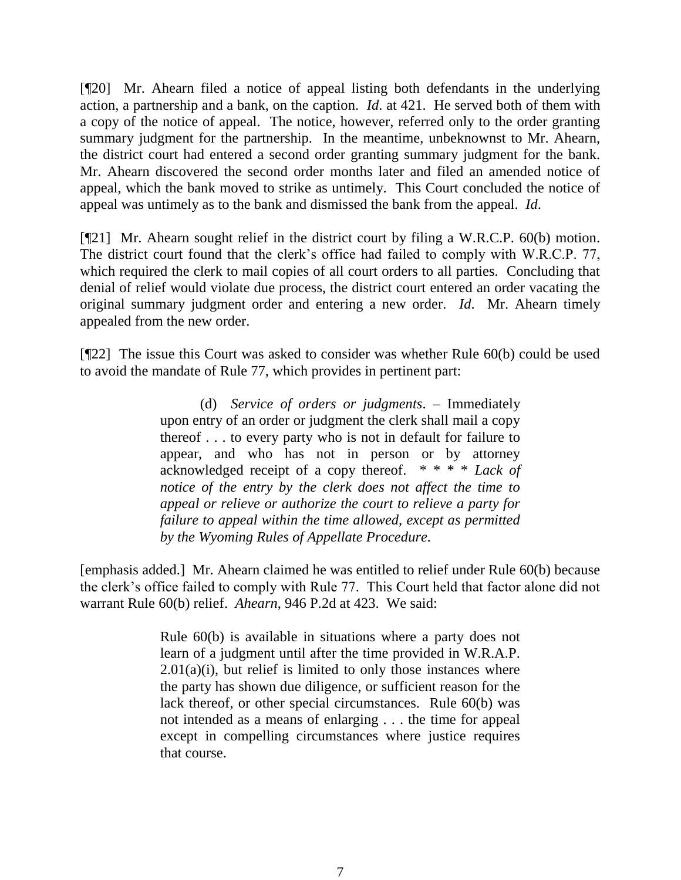[¶20] Mr. Ahearn filed a notice of appeal listing both defendants in the underlying action, a partnership and a bank, on the caption. *Id*. at 421. He served both of them with a copy of the notice of appeal. The notice, however, referred only to the order granting summary judgment for the partnership. In the meantime, unbeknownst to Mr. Ahearn, the district court had entered a second order granting summary judgment for the bank. Mr. Ahearn discovered the second order months later and filed an amended notice of appeal, which the bank moved to strike as untimely. This Court concluded the notice of appeal was untimely as to the bank and dismissed the bank from the appeal. *Id*.

[¶21] Mr. Ahearn sought relief in the district court by filing a W.R.C.P. 60(b) motion. The district court found that the clerk's office had failed to comply with W.R.C.P. 77, which required the clerk to mail copies of all court orders to all parties. Concluding that denial of relief would violate due process, the district court entered an order vacating the original summary judgment order and entering a new order. *Id*. Mr. Ahearn timely appealed from the new order.

[¶22] The issue this Court was asked to consider was whether Rule 60(b) could be used to avoid the mandate of Rule 77, which provides in pertinent part:

> (d) *Service of orders or judgments*. – Immediately upon entry of an order or judgment the clerk shall mail a copy thereof . . . to every party who is not in default for failure to appear, and who has not in person or by attorney acknowledged receipt of a copy thereof. * * * * *Lack of notice of the entry by the clerk does not affect the time to appeal or relieve or authorize the court to relieve a party for failure to appeal within the time allowed, except as permitted by the Wyoming Rules of Appellate Procedure.*

[emphasis added.] Mr. Ahearn claimed he was entitled to relief under Rule 60(b) because the clerk's office failed to comply with Rule 77. This Court held that factor alone did not warrant Rule 60(b) relief. *Ahearn*, 946 P.2d at 423. We said:

> Rule 60(b) is available in situations where a party does not learn of a judgment until after the time provided in W.R.A.P. 2.01(a)(i), but relief is limited to only those instances where the party has shown due diligence, or sufficient reason for the lack thereof, or other special circumstances. Rule 60(b) was not intended as a means of enlarging . . . the time for appeal except in compelling circumstances where justice requires that course.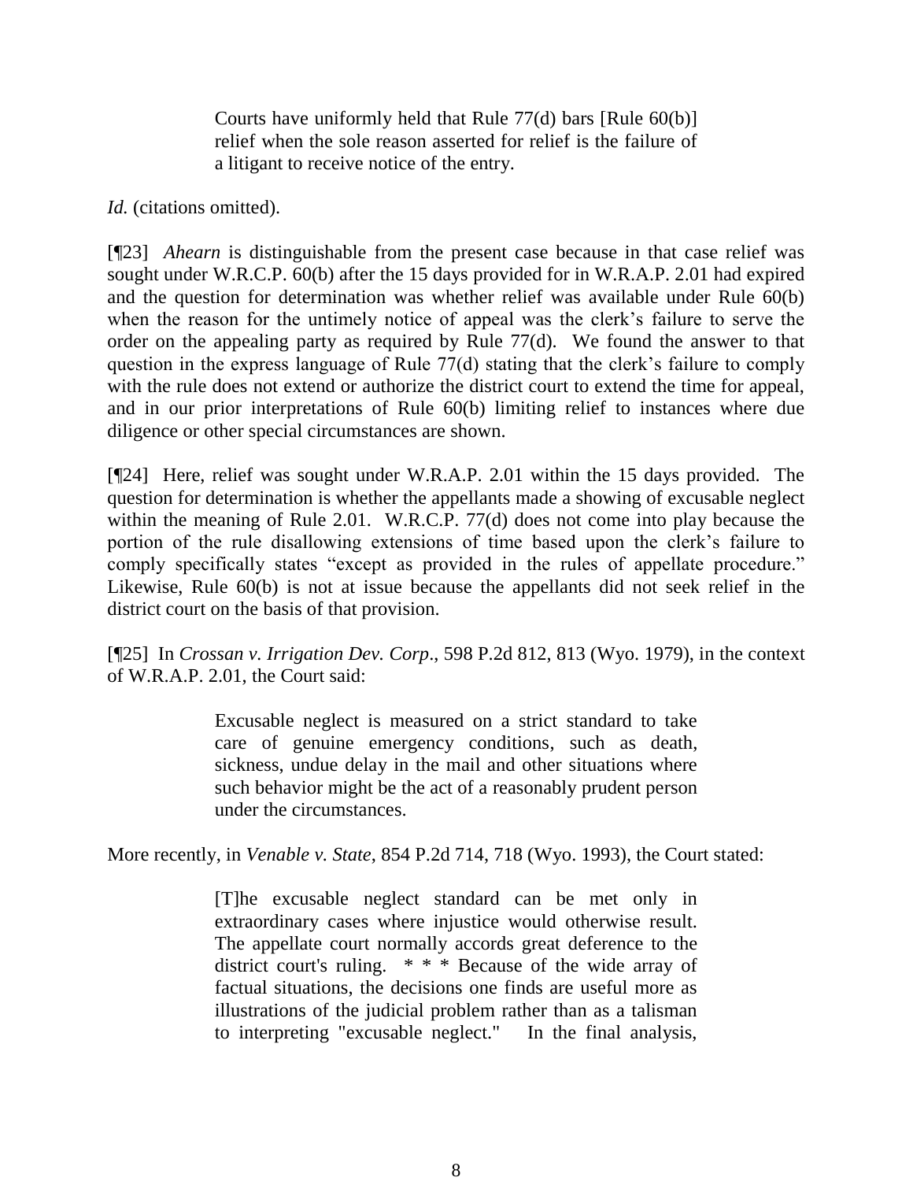> Courts have uniformly held that Rule 77(d) bars [Rule 60(b)] relief when the sole reason asserted for relief is the failure of a litigant to receive notice of the entry.

*Id.* (citations omitted).

[¶23] *Ahearn* is distinguishable from the present case because in that case relief was sought under W.R.C.P. 60(b) after the 15 days provided for in W.R.A.P. 2.01 had expired and the question for determination was whether relief was available under Rule 60(b) when the reason for the untimely notice of appeal was the clerk's failure to serve the order on the appealing party as required by Rule 77(d). We found the answer to that question in the express language of Rule 77(d) stating that the clerk's failure to comply with the rule does not extend or authorize the district court to extend the time for appeal, and in our prior interpretations of Rule 60(b) limiting relief to instances where due diligence or other special circumstances are shown.

[¶24] Here, relief was sought under W.R.A.P. 2.01 within the 15 days provided. The question for determination is whether the appellants made a showing of excusable neglect within the meaning of Rule 2.01. W.R.C.P. 77(d) does not come into play because the portion of the rule disallowing extensions of time based upon the clerk's failure to comply specifically states "except as provided in the rules of appellate procedure." Likewise, Rule 60(b) is not at issue because the appellants did not seek relief in the district court on the basis of that provision.

[¶25] In *Crossan v. Irrigation Dev. Corp*., 598 P.2d 812, 813 (Wyo. 1979), in the context of W.R.A.P. 2.01, the Court said:

> Excusable neglect is measured on a strict standard to take care of genuine emergency conditions, such as death, sickness, undue delay in the mail and other situations where such behavior might be the act of a reasonably prudent person under the circumstances.

More recently, in *Venable v. State*, 854 P.2d 714, 718 (Wyo. 1993), the Court stated:

> [T]he excusable neglect standard can be met only in extraordinary cases where injustice would otherwise result. The appellate court normally accords great deference to the district court's ruling. * * * Because of the wide array of factual situations, the decisions one finds are useful more as illustrations of the judicial problem rather than as a talisman to interpreting "excusable neglect." In the final analysis,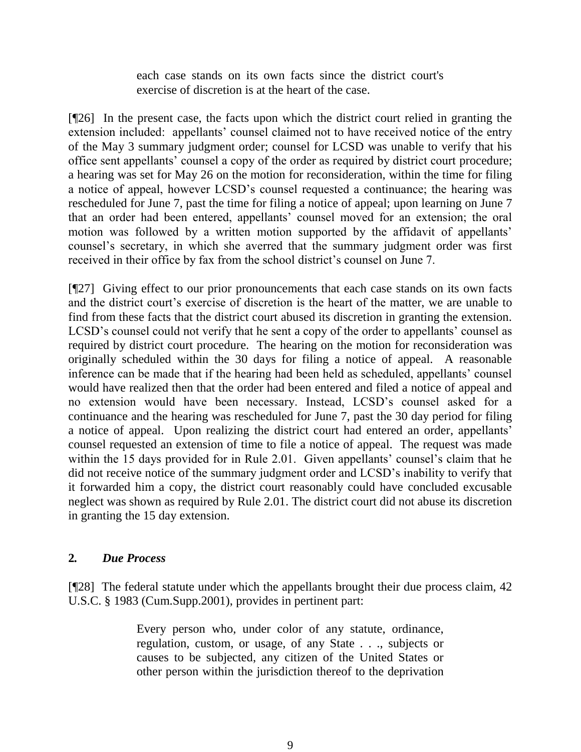> each case stands on its own facts since the district court's exercise of discretion is at the heart of the case.

[¶26] In the present case, the facts upon which the district court relied in granting the extension included: appellants' counsel claimed not to have received notice of the entry of the May 3 summary judgment order; counsel for LCSD was unable to verify that his office sent appellants' counsel a copy of the order as required by district court procedure; a hearing was set for May 26 on the motion for reconsideration, within the time for filing a notice of appeal, however LCSD's counsel requested a continuance; the hearing was rescheduled for June 7, past the time for filing a notice of appeal; upon learning on June 7 that an order had been entered, appellants' counsel moved for an extension; the oral motion was followed by a written motion supported by the affidavit of appellants' counsel's secretary, in which she averred that the summary judgment order was first received in their office by fax from the school district's counsel on June 7.

[¶27] Giving effect to our prior pronouncements that each case stands on its own facts and the district court's exercise of discretion is the heart of the matter, we are unable to find from these facts that the district court abused its discretion in granting the extension. LCSD's counsel could not verify that he sent a copy of the order to appellants' counsel as required by district court procedure. The hearing on the motion for reconsideration was originally scheduled within the 30 days for filing a notice of appeal. A reasonable inference can be made that if the hearing had been held as scheduled, appellants' counsel would have realized then that the order had been entered and filed a notice of appeal and no extension would have been necessary. Instead, LCSD's counsel asked for a continuance and the hearing was rescheduled for June 7, past the 30 day period for filing a notice of appeal. Upon realizing the district court had entered an order, appellants' counsel requested an extension of time to file a notice of appeal. The request was made within the 15 days provided for in Rule 2.01. Given appellants' counsel's claim that he did not receive notice of the summary judgment order and LCSD's inability to verify that it forwarded him a copy, the district court reasonably could have concluded excusable neglect was shown as required by Rule 2.01. The district court did not abuse its discretion in granting the 15 day extension.

**2.** ***Due Process***

[¶28] The federal statute under which the appellants brought their due process claim, 42 U.S.C. § 1983 (Cum.Supp.2001), provides in pertinent part:

> Every person who, under color of any statute, ordinance, regulation, custom, or usage, of any State . . ., subjects or causes to be subjected, any citizen of the United States or other person within the jurisdiction thereof to the deprivation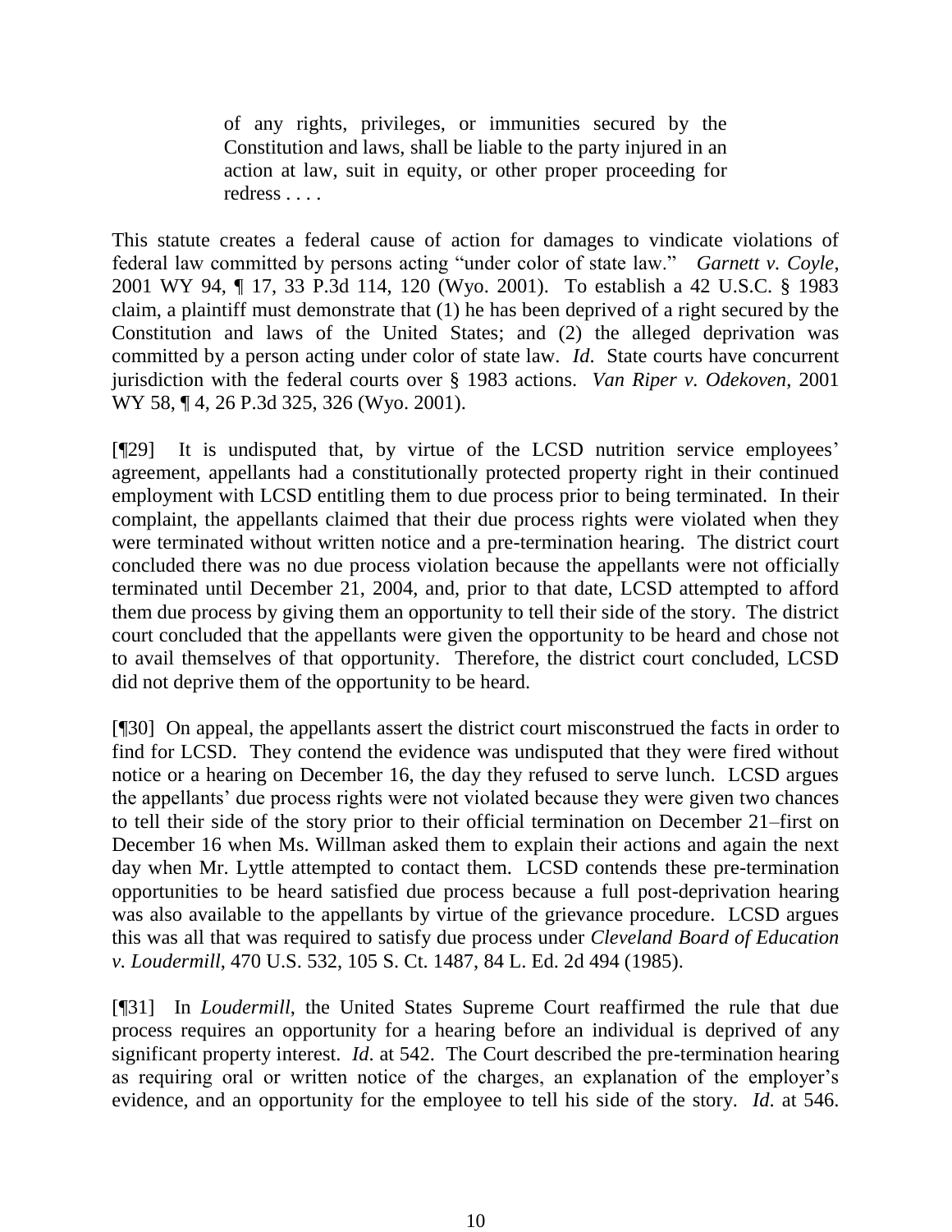> of any rights, privileges, or immunities secured by the Constitution and laws, shall be liable to the party injured in an action at law, suit in equity, or other proper proceeding for redress . . . .

This statute creates a federal cause of action for damages to vindicate violations of federal law committed by persons acting "under color of state law." *Garnett v. Coyle*, 2001 WY 94, ¶ 17, 33 P.3d 114, 120 (Wyo. 2001). To establish a 42 U.S.C. § 1983 claim, a plaintiff must demonstrate that (1) he has been deprived of a right secured by the Constitution and laws of the United States; and (2) the alleged deprivation was committed by a person acting under color of state law. *Id*. State courts have concurrent jurisdiction with the federal courts over § 1983 actions. *Van Riper v. Odekoven*, 2001 WY 58, ¶ 4, 26 P.3d 325, 326 (Wyo. 2001).

[¶29] It is undisputed that, by virtue of the LCSD nutrition service employees' agreement, appellants had a constitutionally protected property right in their continued employment with LCSD entitling them to due process prior to being terminated. In their complaint, the appellants claimed that their due process rights were violated when they were terminated without written notice and a pre-termination hearing. The district court concluded there was no due process violation because the appellants were not officially terminated until December 21, 2004, and, prior to that date, LCSD attempted to afford them due process by giving them an opportunity to tell their side of the story. The district court concluded that the appellants were given the opportunity to be heard and chose not to avail themselves of that opportunity. Therefore, the district court concluded, LCSD did not deprive them of the opportunity to be heard.

[¶30] On appeal, the appellants assert the district court misconstrued the facts in order to find for LCSD. They contend the evidence was undisputed that they were fired without notice or a hearing on December 16, the day they refused to serve lunch. LCSD argues the appellants' due process rights were not violated because they were given two chances to tell their side of the story prior to their official termination on December 21–first on December 16 when Ms. Willman asked them to explain their actions and again the next day when Mr. Lyttle attempted to contact them. LCSD contends these pre-termination opportunities to be heard satisfied due process because a full post-deprivation hearing was also available to the appellants by virtue of the grievance procedure. LCSD argues this was all that was required to satisfy due process under *Cleveland Board of Education v. Loudermill*, 470 U.S. 532, 105 S. Ct. 1487, 84 L. Ed. 2d 494 (1985).

[¶31] In *Loudermill*, the United States Supreme Court reaffirmed the rule that due process requires an opportunity for a hearing before an individual is deprived of any significant property interest. *Id*. at 542. The Court described the pre-termination hearing as requiring oral or written notice of the charges, an explanation of the employer's evidence, and an opportunity for the employee to tell his side of the story. *Id*. at 546.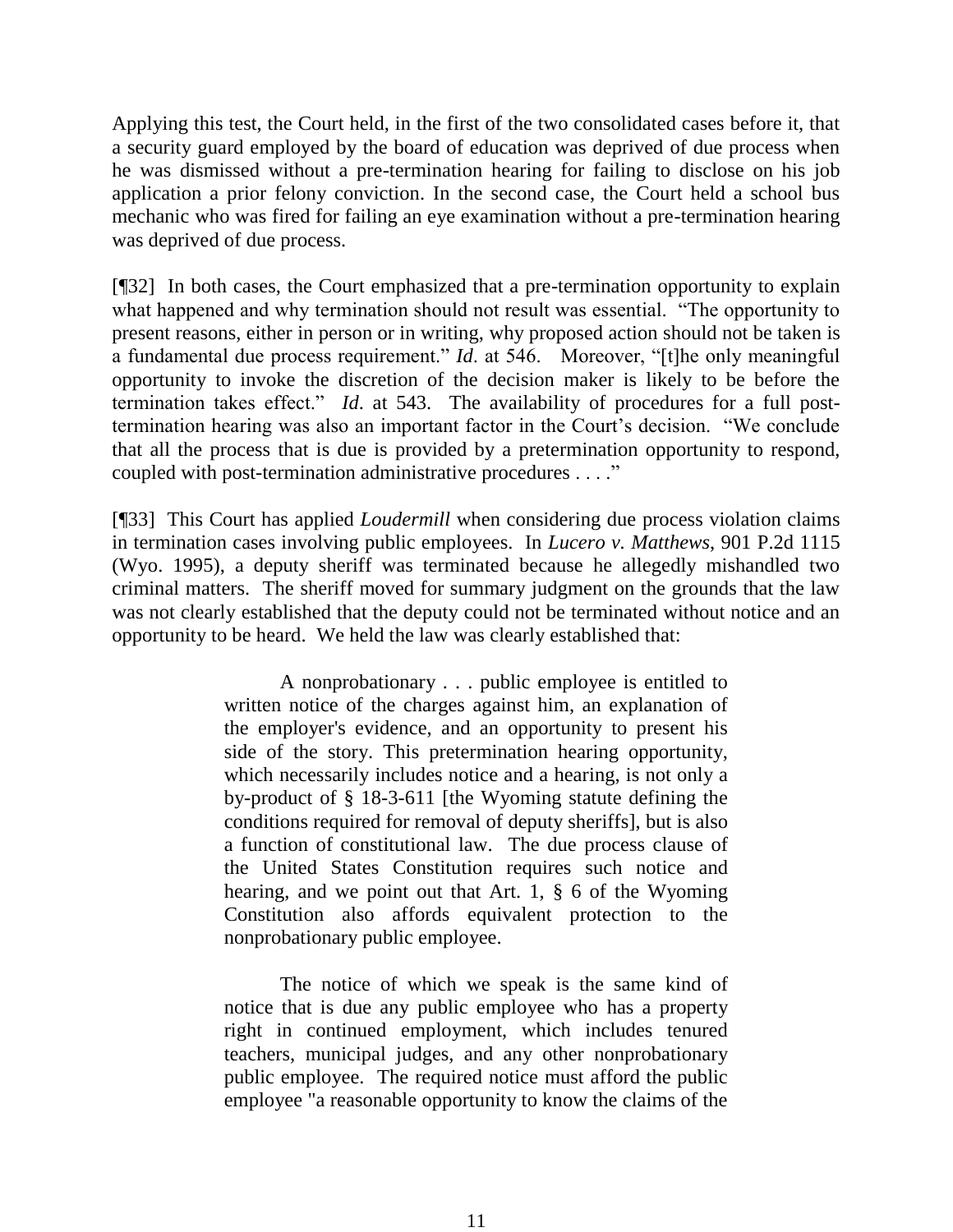Applying this test, the Court held, in the first of the two consolidated cases before it, that a security guard employed by the board of education was deprived of due process when he was dismissed without a pre-termination hearing for failing to disclose on his job application a prior felony conviction. In the second case, the Court held a school bus mechanic who was fired for failing an eye examination without a pre-termination hearing was deprived of due process.

[¶32] In both cases, the Court emphasized that a pre-termination opportunity to explain what happened and why termination should not result was essential. "The opportunity to present reasons, either in person or in writing, why proposed action should not be taken is a fundamental due process requirement." *Id*. at 546. Moreover, "[t]he only meaningful opportunity to invoke the discretion of the decision maker is likely to be before the termination takes effect." *Id*. at 543. The availability of procedures for a full post-termination hearing was also an important factor in the Court's decision. "We conclude that all the process that is due is provided by a pretermination opportunity to respond, coupled with post-termination administrative procedures . . . ."

[¶33] This Court has applied *Loudermill* when considering due process violation claims in termination cases involving public employees. In *Lucero v. Matthews*, 901 P.2d 1115 (Wyo. 1995), a deputy sheriff was terminated because he allegedly mishandled two criminal matters. The sheriff moved for summary judgment on the grounds that the law was not clearly established that the deputy could not be terminated without notice and an opportunity to be heard. We held the law was clearly established that:

> A nonprobationary . . . public employee is entitled to written notice of the charges against him, an explanation of the employer's evidence, and an opportunity to present his side of the story. This pretermination hearing opportunity, which necessarily includes notice and a hearing, is not only a by-product of § 18-3-611 [the Wyoming statute defining the conditions required for removal of deputy sheriffs], but is also a function of constitutional law. The due process clause of the United States Constitution requires such notice and hearing, and we point out that Art. 1, § 6 of the Wyoming Constitution also affords equivalent protection to the nonprobationary public employee.
>
> The notice of which we speak is the same kind of notice that is due any public employee who has a property right in continued employment, which includes tenured teachers, municipal judges, and any other nonprobationary public employee. The required notice must afford the public employee "a reasonable opportunity to know the claims of the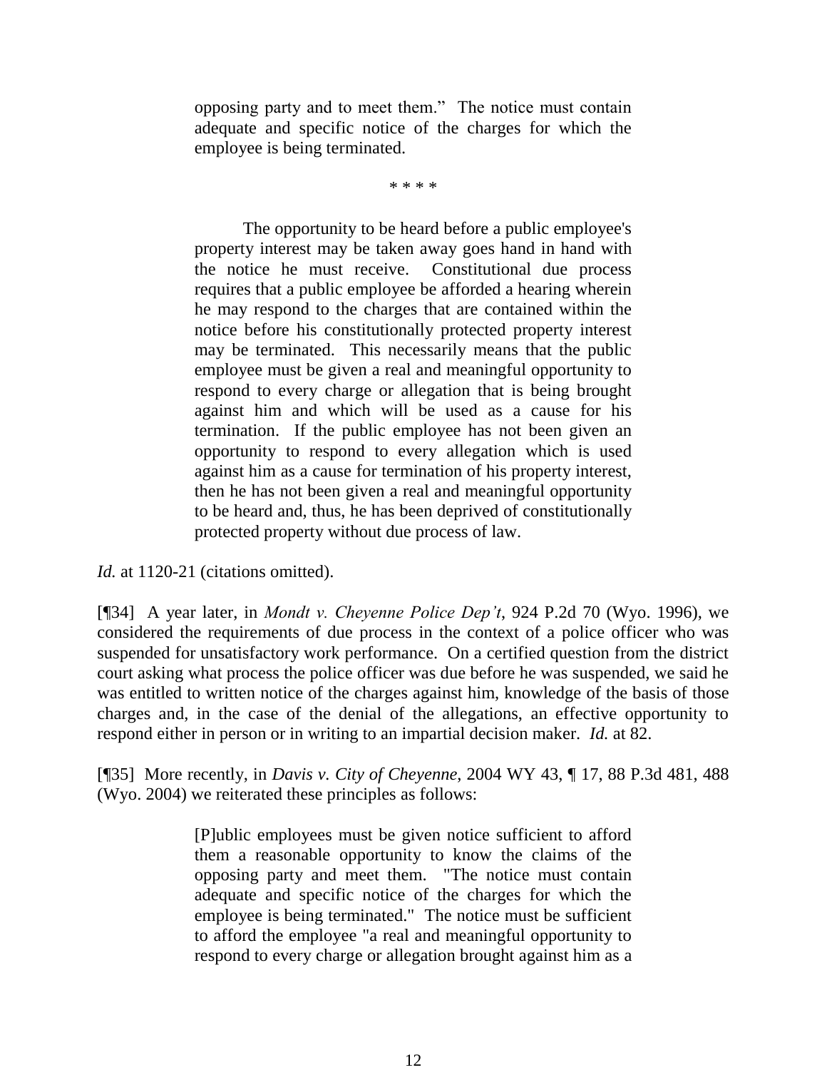> opposing party and to meet them." The notice must contain adequate and specific notice of the charges for which the employee is being terminated.
>
> * * * *
>
> The opportunity to be heard before a public employee's property interest may be taken away goes hand in hand with the notice he must receive. Constitutional due process requires that a public employee be afforded a hearing wherein he may respond to the charges that are contained within the notice before his constitutionally protected property interest may be terminated. This necessarily means that the public employee must be given a real and meaningful opportunity to respond to every charge or allegation that is being brought against him and which will be used as a cause for his termination. If the public employee has not been given an opportunity to respond to every allegation which is used against him as a cause for termination of his property interest, then he has not been given a real and meaningful opportunity to be heard and, thus, he has been deprived of constitutionally protected property without due process of law.

*Id.* at 1120-21 (citations omitted).

[¶34] A year later, in *Mondt v. Cheyenne Police Dep't*, 924 P.2d 70 (Wyo. 1996), we considered the requirements of due process in the context of a police officer who was suspended for unsatisfactory work performance. On a certified question from the district court asking what process the police officer was due before he was suspended, we said he was entitled to written notice of the charges against him, knowledge of the basis of those charges and, in the case of the denial of the allegations, an effective opportunity to respond either in person or in writing to an impartial decision maker. *Id.* at 82.

[¶35] More recently, in *Davis v. City of Cheyenne*, 2004 WY 43, ¶ 17, 88 P.3d 481, 488 (Wyo. 2004) we reiterated these principles as follows:

> [P]ublic employees must be given notice sufficient to afford them a reasonable opportunity to know the claims of the opposing party and meet them. "The notice must contain adequate and specific notice of the charges for which the employee is being terminated." The notice must be sufficient to afford the employee "a real and meaningful opportunity to respond to every charge or allegation brought against him as a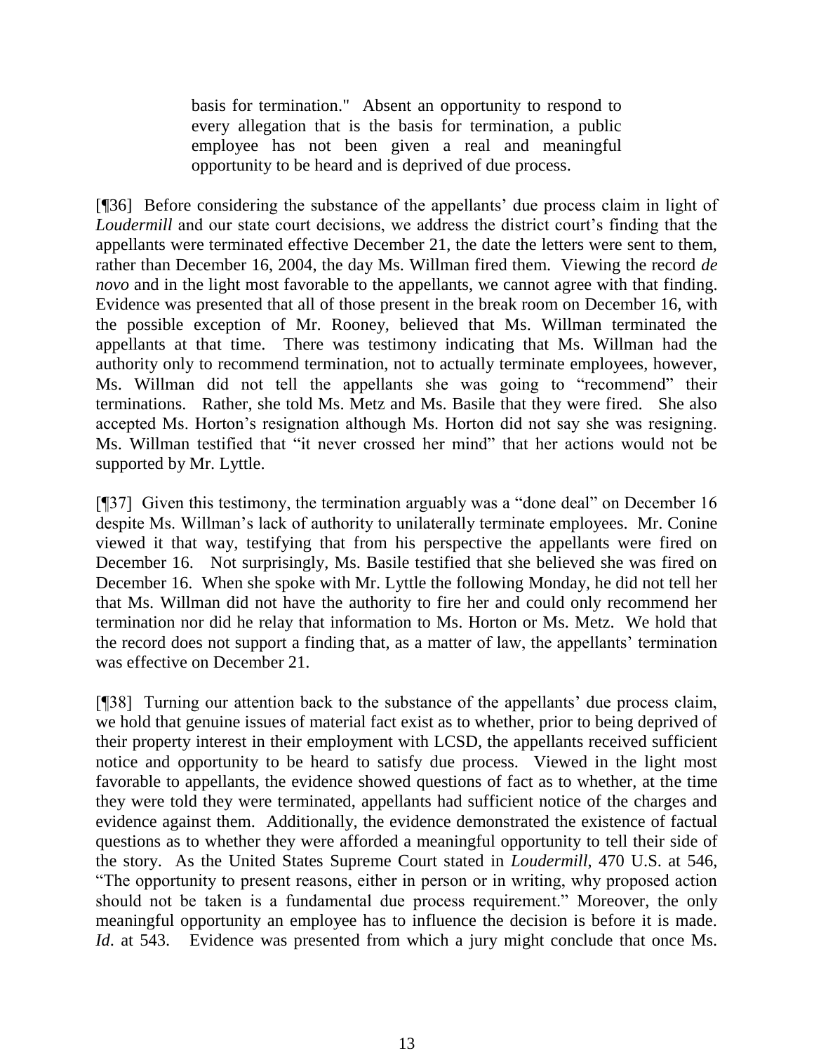> basis for termination." Absent an opportunity to respond to every allegation that is the basis for termination, a public employee has not been given a real and meaningful opportunity to be heard and is deprived of due process.

[¶36] Before considering the substance of the appellants' due process claim in light of *Loudermill* and our state court decisions, we address the district court's finding that the appellants were terminated effective December 21, the date the letters were sent to them, rather than December 16, 2004, the day Ms. Willman fired them. Viewing the record *de novo* and in the light most favorable to the appellants, we cannot agree with that finding. Evidence was presented that all of those present in the break room on December 16, with the possible exception of Mr. Rooney, believed that Ms. Willman terminated the appellants at that time. There was testimony indicating that Ms. Willman had the authority only to recommend termination, not to actually terminate employees, however, Ms. Willman did not tell the appellants she was going to "recommend" their terminations. Rather, she told Ms. Metz and Ms. Basile that they were fired. She also accepted Ms. Horton's resignation although Ms. Horton did not say she was resigning. Ms. Willman testified that "it never crossed her mind" that her actions would not be supported by Mr. Lyttle.

[¶37] Given this testimony, the termination arguably was a "done deal" on December 16 despite Ms. Willman's lack of authority to unilaterally terminate employees. Mr. Conine viewed it that way, testifying that from his perspective the appellants were fired on December 16. Not surprisingly, Ms. Basile testified that she believed she was fired on December 16. When she spoke with Mr. Lyttle the following Monday, he did not tell her that Ms. Willman did not have the authority to fire her and could only recommend her termination nor did he relay that information to Ms. Horton or Ms. Metz. We hold that the record does not support a finding that, as a matter of law, the appellants' termination was effective on December 21.

[¶38] Turning our attention back to the substance of the appellants' due process claim, we hold that genuine issues of material fact exist as to whether, prior to being deprived of their property interest in their employment with LCSD, the appellants received sufficient notice and opportunity to be heard to satisfy due process. Viewed in the light most favorable to appellants, the evidence showed questions of fact as to whether, at the time they were told they were terminated, appellants had sufficient notice of the charges and evidence against them. Additionally, the evidence demonstrated the existence of factual questions as to whether they were afforded a meaningful opportunity to tell their side of the story. As the United States Supreme Court stated in *Loudermill*, 470 U.S. at 546, "The opportunity to present reasons, either in person or in writing, why proposed action should not be taken is a fundamental due process requirement." Moreover, the only meaningful opportunity an employee has to influence the decision is before it is made. *Id*. at 543. Evidence was presented from which a jury might conclude that once Ms.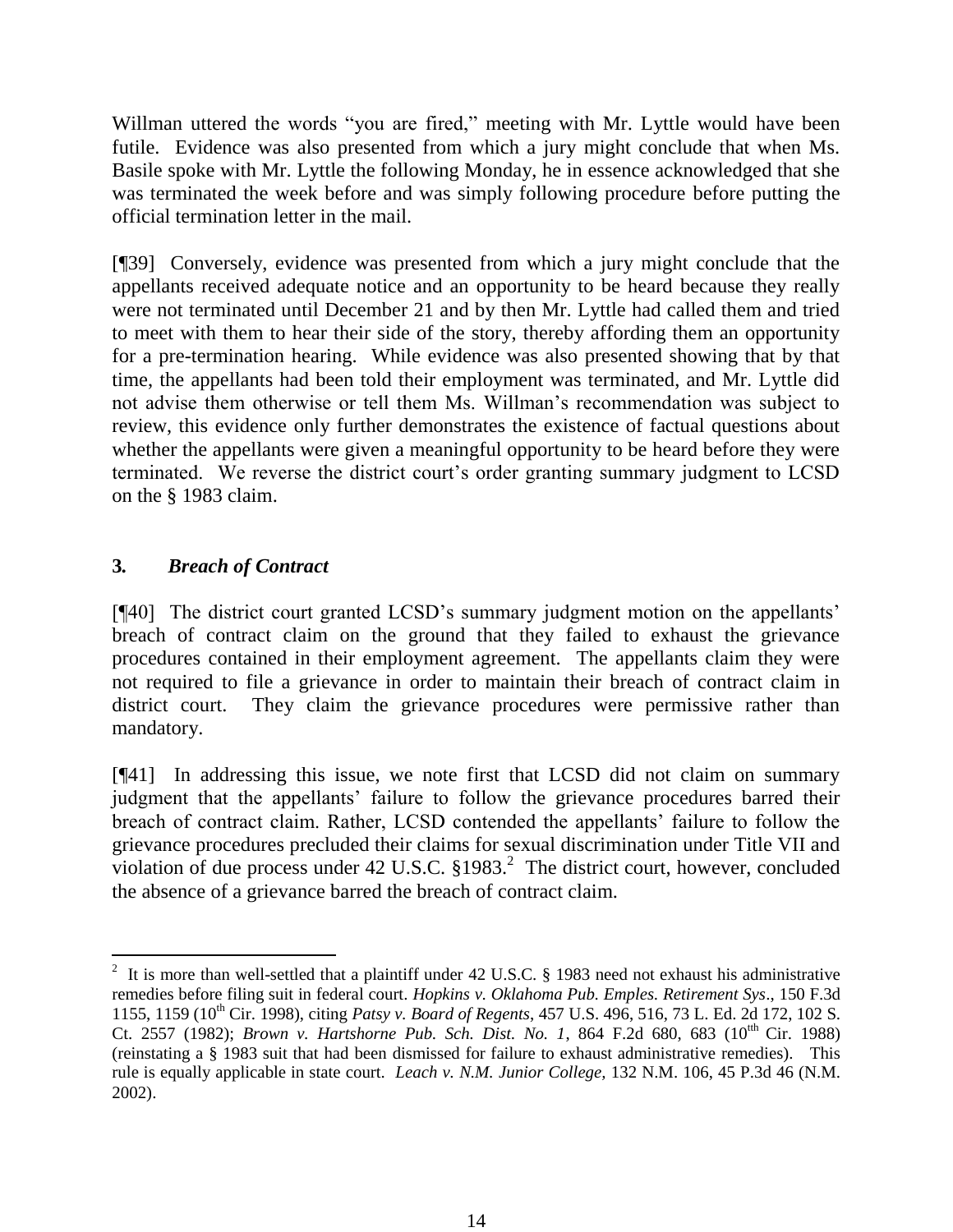Willman uttered the words "you are fired," meeting with Mr. Lyttle would have been futile. Evidence was also presented from which a jury might conclude that when Ms. Basile spoke with Mr. Lyttle the following Monday, he in essence acknowledged that she was terminated the week before and was simply following procedure before putting the official termination letter in the mail.

[¶39] Conversely, evidence was presented from which a jury might conclude that the appellants received adequate notice and an opportunity to be heard because they really were not terminated until December 21 and by then Mr. Lyttle had called them and tried to meet with them to hear their side of the story, thereby affording them an opportunity for a pre-termination hearing. While evidence was also presented showing that by that time, the appellants had been told their employment was terminated, and Mr. Lyttle did not advise them otherwise or tell them Ms. Willman's recommendation was subject to review, this evidence only further demonstrates the existence of factual questions about whether the appellants were given a meaningful opportunity to be heard before they were terminated. We reverse the district court's order granting summary judgment to LCSD on the § 1983 claim.

### **3.** ***Breach of Contract***

[¶40] The district court granted LCSD's summary judgment motion on the appellants' breach of contract claim on the ground that they failed to exhaust the grievance procedures contained in their employment agreement. The appellants claim they were not required to file a grievance in order to maintain their breach of contract claim in district court. They claim the grievance procedures were permissive rather than mandatory.

[¶41] In addressing this issue, we note first that LCSD did not claim on summary judgment that the appellants' failure to follow the grievance procedures barred their breach of contract claim. Rather, LCSD contended the appellants' failure to follow the grievance procedures precluded their claims for sexual discrimination under Title VII and violation of due process under 42 U.S.C. §1983.[2] The district court, however, concluded the absence of a grievance barred the breach of contract claim.

---

[2] It is more than well-settled that a plaintiff under 42 U.S.C. § 1983 need not exhaust his administrative remedies before filing suit in federal court. *Hopkins v. Oklahoma Pub. Emples. Retirement Sys*., 150 F.3d 1155, 1159 (10th Cir. 1998), citing *Patsy v. Board of Regents*, 457 U.S. 496, 516, 73 L. Ed. 2d 172, 102 S. Ct. 2557 (1982); *Brown v. Hartshorne Pub. Sch. Dist. No. 1*, 864 F.2d 680, 683 (10th Cir. 1988) (reinstating a § 1983 suit that had been dismissed for failure to exhaust administrative remedies). This rule is equally applicable in state court. *Leach v. N.M. Junior College,* 132 N.M. 106, 45 P.3d 46 (N.M. 2002).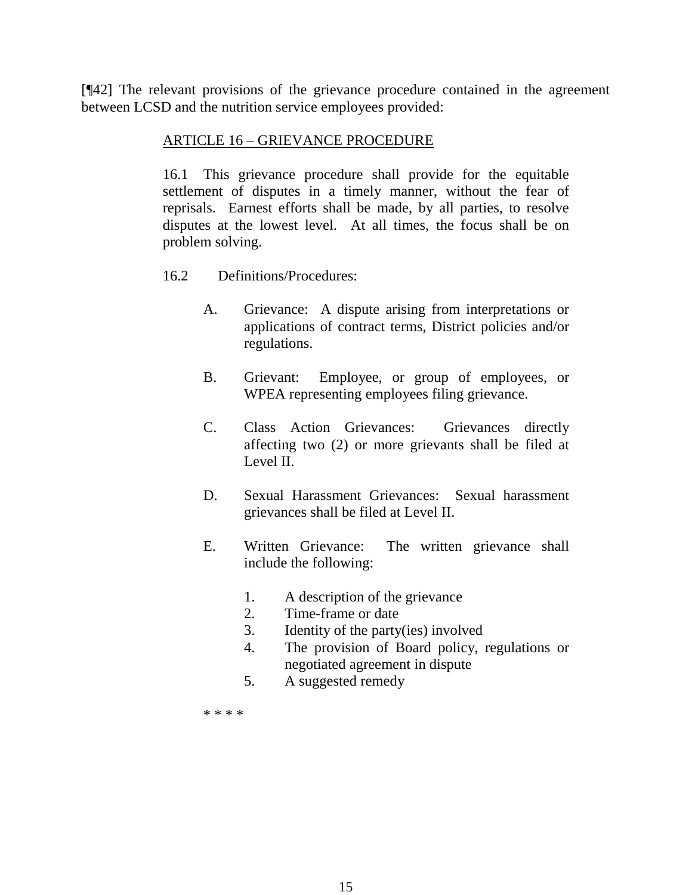[¶42] The relevant provisions of the grievance procedure contained in the agreement between LCSD and the nutrition service employees provided:

> <u>ARTICLE 16 – GRIEVANCE PROCEDURE</u>
>
> 16.1 This grievance procedure shall provide for the equitable settlement of disputes in a timely manner, without the fear of reprisals. Earnest efforts shall be made, by all parties, to resolve disputes at the lowest level. At all times, the focus shall be on problem solving.
>
> 16.2 Definitions/Procedures:
>
> A. Grievance: A dispute arising from interpretations or applications of contract terms, District policies and/or regulations.
>
> B. Grievant: Employee, or group of employees, or WPEA representing employees filing grievance.
>
> C. Class Action Grievances: Grievances directly affecting two (2) or more grievants shall be filed at Level II.
>
> D. Sexual Harassment Grievances: Sexual harassment grievances shall be filed at Level II.
>
> E. Written Grievance: The written grievance shall include the following:
>
> 1. A description of the grievance
> 2. Time-frame or date
> 3. Identity of the party(ies) involved
> 4. The provision of Board policy, regulations or negotiated agreement in dispute
> 5. A suggested remedy
>
> * * * *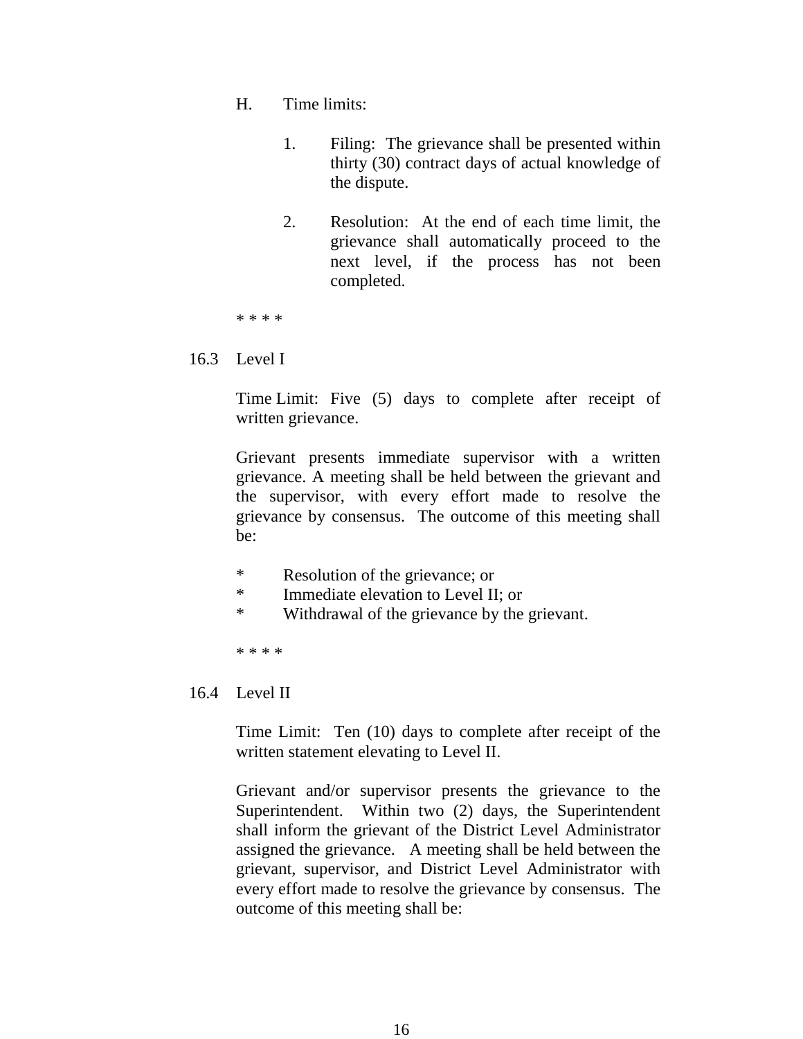H. Time limits:

1. Filing: The grievance shall be presented within thirty (30) contract days of actual knowledge of the dispute.

2. Resolution: At the end of each time limit, the grievance shall automatically proceed to the next level, if the process has not been completed.

* * * *

16.3 Level I

Time Limit: Five (5) days to complete after receipt of written grievance.

Grievant presents immediate supervisor with a written grievance. A meeting shall be held between the grievant and the supervisor, with every effort made to resolve the grievance by consensus. The outcome of this meeting shall be:

* Resolution of the grievance; or
* Immediate elevation to Level II; or
* Withdrawal of the grievance by the grievant.

* * * *

16.4 Level II

Time Limit: Ten (10) days to complete after receipt of the written statement elevating to Level II.

Grievant and/or supervisor presents the grievance to the Superintendent. Within two (2) days, the Superintendent shall inform the grievant of the District Level Administrator assigned the grievance. A meeting shall be held between the grievant, supervisor, and District Level Administrator with every effort made to resolve the grievance by consensus. The outcome of this meeting shall be: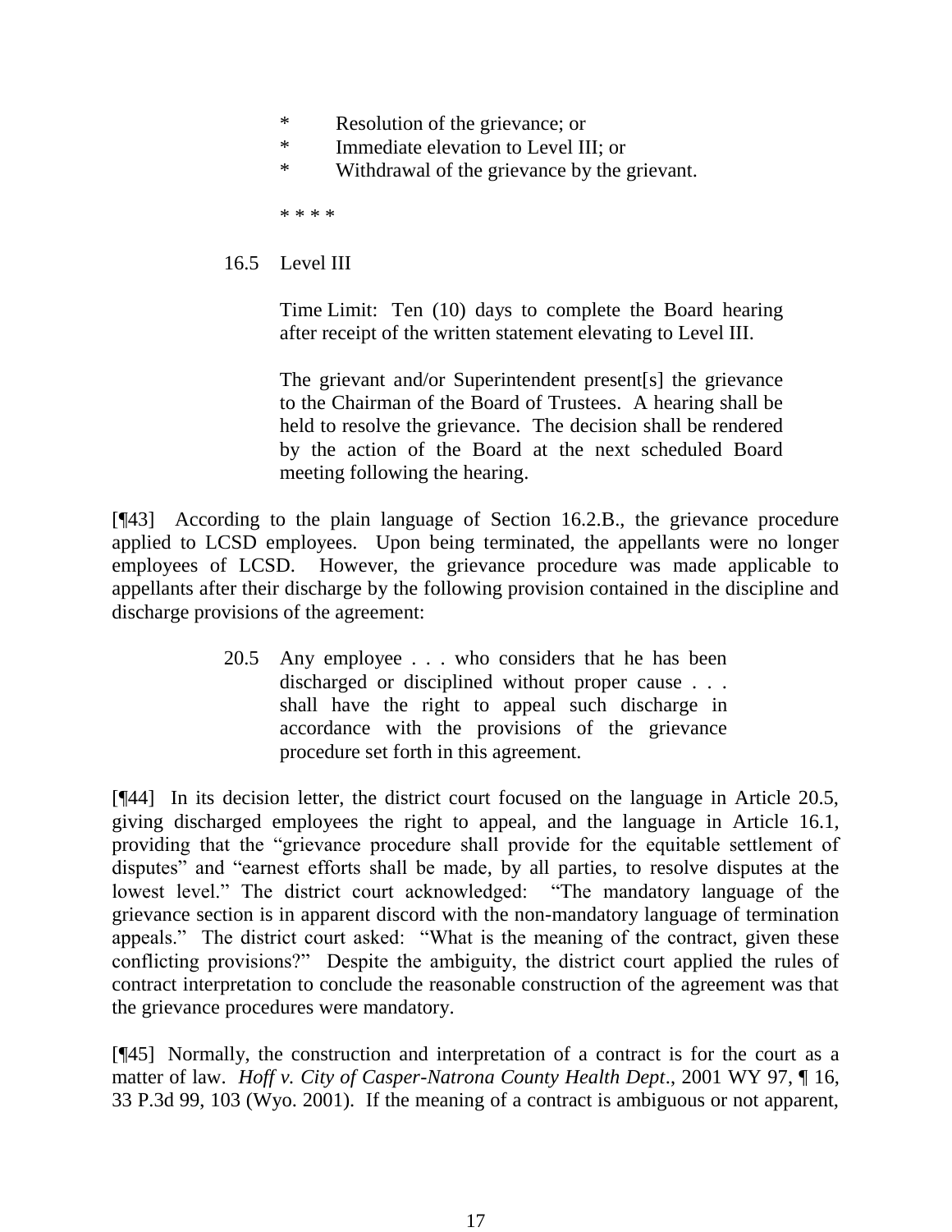* Resolution of the grievance; or
* Immediate elevation to Level III; or
* Withdrawal of the grievance by the grievant.

> * * * *

16.5 Level III

> Time Limit: Ten (10) days to complete the Board hearing after receipt of the written statement elevating to Level III.
>
> The grievant and/or Superintendent present[s] the grievance to the Chairman of the Board of Trustees. A hearing shall be held to resolve the grievance. The decision shall be rendered by the action of the Board at the next scheduled Board meeting following the hearing.

[¶43] According to the plain language of Section 16.2.B., the grievance procedure applied to LCSD employees. Upon being terminated, the appellants were no longer employees of LCSD. However, the grievance procedure was made applicable to appellants after their discharge by the following provision contained in the discipline and discharge provisions of the agreement:

> 20.5 Any employee . . . who considers that he has been discharged or disciplined without proper cause . . . shall have the right to appeal such discharge in accordance with the provisions of the grievance procedure set forth in this agreement.

[¶44] In its decision letter, the district court focused on the language in Article 20.5, giving discharged employees the right to appeal, and the language in Article 16.1, providing that the "grievance procedure shall provide for the equitable settlement of disputes" and "earnest efforts shall be made, by all parties, to resolve disputes at the lowest level." The district court acknowledged: "The mandatory language of the grievance section is in apparent discord with the non-mandatory language of termination appeals." The district court asked: "What is the meaning of the contract, given these conflicting provisions?" Despite the ambiguity, the district court applied the rules of contract interpretation to conclude the reasonable construction of the agreement was that the grievance procedures were mandatory.

[¶45] Normally, the construction and interpretation of a contract is for the court as a matter of law. *Hoff v. City of Casper-Natrona County Health Dept*., 2001 WY 97, ¶ 16, 33 P.3d 99, 103 (Wyo. 2001). If the meaning of a contract is ambiguous or not apparent,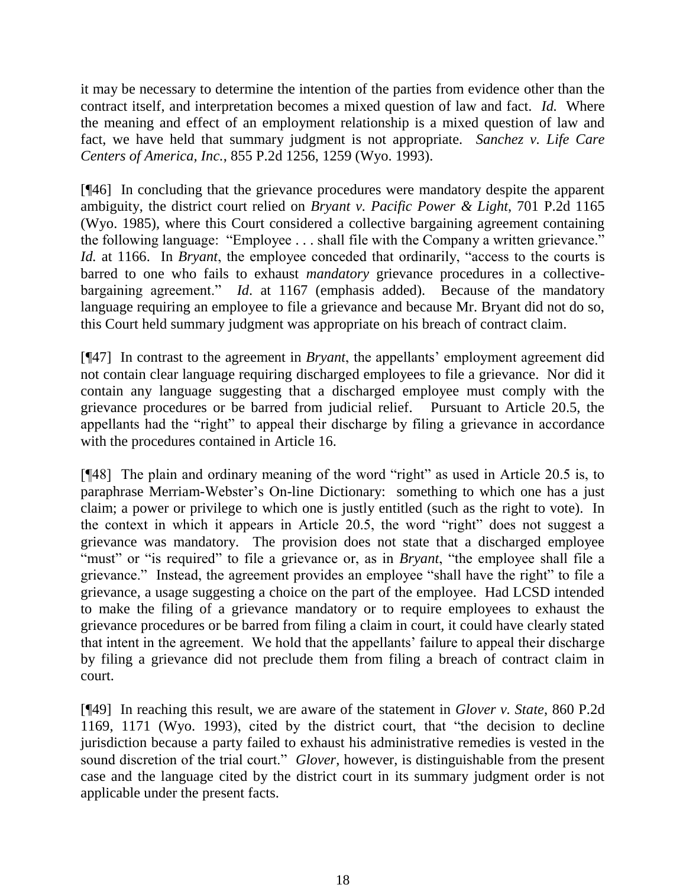it may be necessary to determine the intention of the parties from evidence other than the contract itself, and interpretation becomes a mixed question of law and fact. *Id.* Where the meaning and effect of an employment relationship is a mixed question of law and fact, we have held that summary judgment is not appropriate. *Sanchez v. Life Care Centers of America, Inc.*, 855 P.2d 1256, 1259 (Wyo. 1993).

[¶46] In concluding that the grievance procedures were mandatory despite the apparent ambiguity, the district court relied on *Bryant v. Pacific Power & Light*, 701 P.2d 1165 (Wyo. 1985), where this Court considered a collective bargaining agreement containing the following language: "Employee . . . shall file with the Company a written grievance." *Id.* at 1166. In *Bryant*, the employee conceded that ordinarily, "access to the courts is barred to one who fails to exhaust *mandatory* grievance procedures in a collective-bargaining agreement." *Id.* at 1167 (emphasis added). Because of the mandatory language requiring an employee to file a grievance and because Mr. Bryant did not do so, this Court held summary judgment was appropriate on his breach of contract claim.

[¶47] In contrast to the agreement in *Bryant*, the appellants' employment agreement did not contain clear language requiring discharged employees to file a grievance. Nor did it contain any language suggesting that a discharged employee must comply with the grievance procedures or be barred from judicial relief. Pursuant to Article 20.5, the appellants had the "right" to appeal their discharge by filing a grievance in accordance with the procedures contained in Article 16.

[¶48] The plain and ordinary meaning of the word "right" as used in Article 20.5 is, to paraphrase Merriam-Webster's On-line Dictionary: something to which one has a just claim; a power or privilege to which one is justly entitled (such as the right to vote). In the context in which it appears in Article 20.5, the word "right" does not suggest a grievance was mandatory. The provision does not state that a discharged employee "must" or "is required" to file a grievance or, as in *Bryant*, "the employee shall file a grievance." Instead, the agreement provides an employee "shall have the right" to file a grievance, a usage suggesting a choice on the part of the employee. Had LCSD intended to make the filing of a grievance mandatory or to require employees to exhaust the grievance procedures or be barred from filing a claim in court, it could have clearly stated that intent in the agreement. We hold that the appellants' failure to appeal their discharge by filing a grievance did not preclude them from filing a breach of contract claim in court.

[¶49] In reaching this result, we are aware of the statement in *Glover v. State*, 860 P.2d 1169, 1171 (Wyo. 1993), cited by the district court, that "the decision to decline jurisdiction because a party failed to exhaust his administrative remedies is vested in the sound discretion of the trial court." *Glover*, however, is distinguishable from the present case and the language cited by the district court in its summary judgment order is not applicable under the present facts.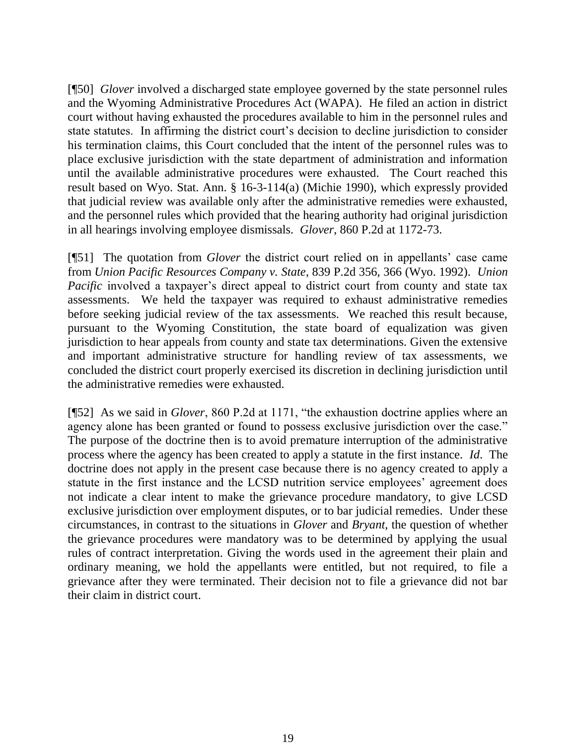[¶50] *Glover* involved a discharged state employee governed by the state personnel rules and the Wyoming Administrative Procedures Act (WAPA). He filed an action in district court without having exhausted the procedures available to him in the personnel rules and state statutes. In affirming the district court's decision to decline jurisdiction to consider his termination claims, this Court concluded that the intent of the personnel rules was to place exclusive jurisdiction with the state department of administration and information until the available administrative procedures were exhausted. The Court reached this result based on Wyo. Stat. Ann. § 16-3-114(a) (Michie 1990), which expressly provided that judicial review was available only after the administrative remedies were exhausted, and the personnel rules which provided that the hearing authority had original jurisdiction in all hearings involving employee dismissals. *Glover*, 860 P.2d at 1172-73.

[¶51] The quotation from *Glover* the district court relied on in appellants' case came from *Union Pacific Resources Company v. State*, 839 P.2d 356, 366 (Wyo. 1992). *Union Pacific* involved a taxpayer's direct appeal to district court from county and state tax assessments. We held the taxpayer was required to exhaust administrative remedies before seeking judicial review of the tax assessments. We reached this result because, pursuant to the Wyoming Constitution, the state board of equalization was given jurisdiction to hear appeals from county and state tax determinations. Given the extensive and important administrative structure for handling review of tax assessments, we concluded the district court properly exercised its discretion in declining jurisdiction until the administrative remedies were exhausted.

[¶52] As we said in *Glover*, 860 P.2d at 1171, "the exhaustion doctrine applies where an agency alone has been granted or found to possess exclusive jurisdiction over the case." The purpose of the doctrine then is to avoid premature interruption of the administrative process where the agency has been created to apply a statute in the first instance. *Id*. The doctrine does not apply in the present case because there is no agency created to apply a statute in the first instance and the LCSD nutrition service employees' agreement does not indicate a clear intent to make the grievance procedure mandatory, to give LCSD exclusive jurisdiction over employment disputes, or to bar judicial remedies. Under these circumstances, in contrast to the situations in *Glover* and *Bryant*, the question of whether the grievance procedures were mandatory was to be determined by applying the usual rules of contract interpretation. Giving the words used in the agreement their plain and ordinary meaning, we hold the appellants were entitled, but not required, to file a grievance after they were terminated. Their decision not to file a grievance did not bar their claim in district court.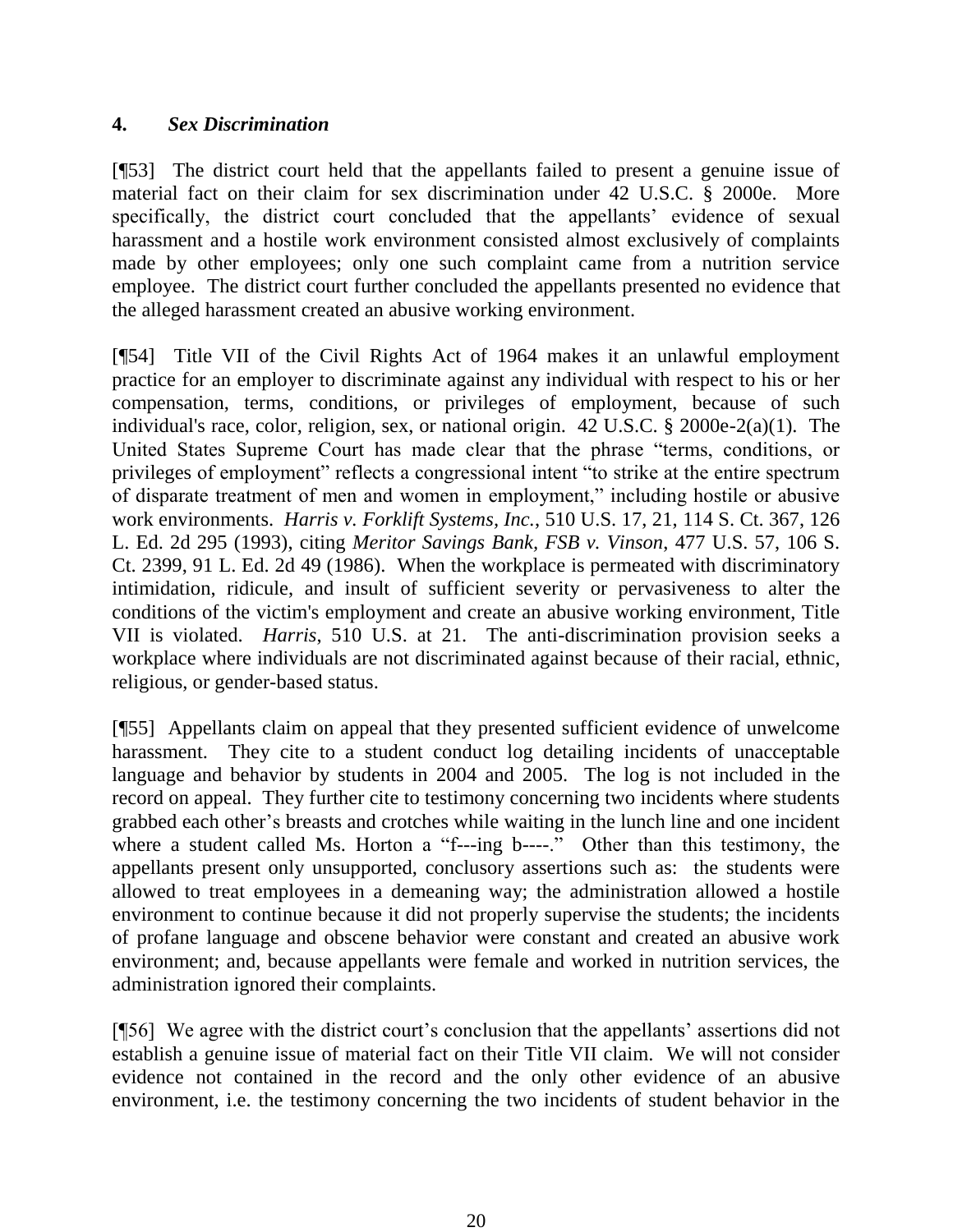### 4. *Sex Discrimination*

[¶53] The district court held that the appellants failed to present a genuine issue of material fact on their claim for sex discrimination under 42 U.S.C. § 2000e. More specifically, the district court concluded that the appellants' evidence of sexual harassment and a hostile work environment consisted almost exclusively of complaints made by other employees; only one such complaint came from a nutrition service employee. The district court further concluded the appellants presented no evidence that the alleged harassment created an abusive working environment.

[¶54] Title VII of the Civil Rights Act of 1964 makes it an unlawful employment practice for an employer to discriminate against any individual with respect to his or her compensation, terms, conditions, or privileges of employment, because of such individual's race, color, religion, sex, or national origin. 42 U.S.C. § 2000e-2(a)(1). The United States Supreme Court has made clear that the phrase "terms, conditions, or privileges of employment" reflects a congressional intent "to strike at the entire spectrum of disparate treatment of men and women in employment," including hostile or abusive work environments. *Harris v. Forklift Systems, Inc.*, 510 U.S. 17, 21, 114 S. Ct. 367, 126 L. Ed. 2d 295 (1993), citing *Meritor Savings Bank, FSB v. Vinson*, 477 U.S. 57, 106 S. Ct. 2399, 91 L. Ed. 2d 49 (1986). When the workplace is permeated with discriminatory intimidation, ridicule, and insult of sufficient severity or pervasiveness to alter the conditions of the victim's employment and create an abusive working environment, Title VII is violated. *Harris*, 510 U.S. at 21. The anti-discrimination provision seeks a workplace where individuals are not discriminated against because of their racial, ethnic, religious, or gender-based status.

[¶55] Appellants claim on appeal that they presented sufficient evidence of unwelcome harassment. They cite to a student conduct log detailing incidents of unacceptable language and behavior by students in 2004 and 2005. The log is not included in the record on appeal. They further cite to testimony concerning two incidents where students grabbed each other's breasts and crotches while waiting in the lunch line and one incident where a student called Ms. Horton a "f---ing b----." Other than this testimony, the appellants present only unsupported, conclusory assertions such as: the students were allowed to treat employees in a demeaning way; the administration allowed a hostile environment to continue because it did not properly supervise the students; the incidents of profane language and obscene behavior were constant and created an abusive work environment; and, because appellants were female and worked in nutrition services, the administration ignored their complaints.

[¶56] We agree with the district court's conclusion that the appellants' assertions did not establish a genuine issue of material fact on their Title VII claim. We will not consider evidence not contained in the record and the only other evidence of an abusive environment, i.e. the testimony concerning the two incidents of student behavior in the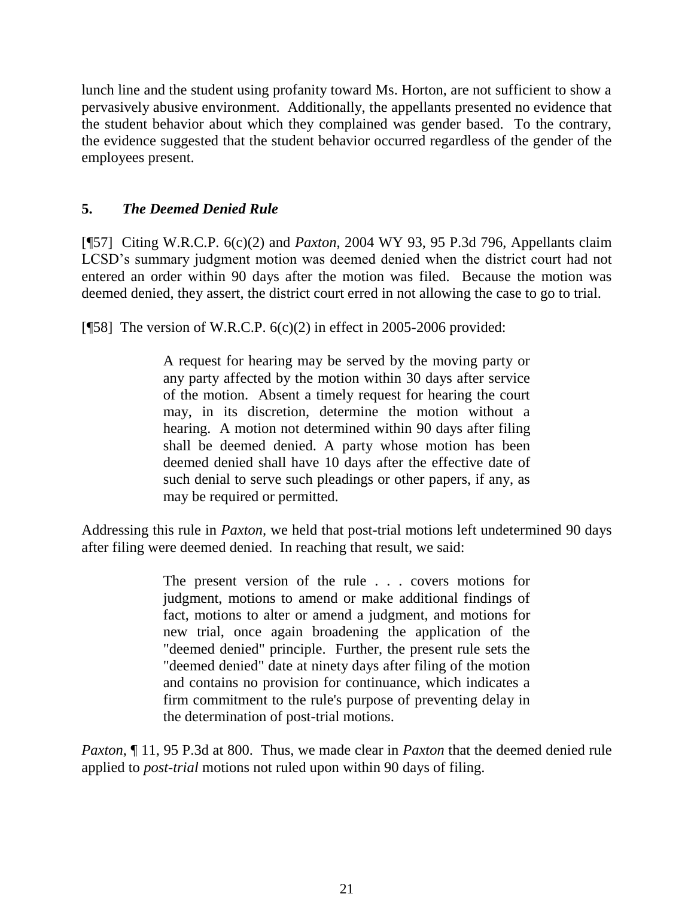lunch line and the student using profanity toward Ms. Horton, are not sufficient to show a pervasively abusive environment. Additionally, the appellants presented no evidence that the student behavior about which they complained was gender based. To the contrary, the evidence suggested that the student behavior occurred regardless of the gender of the employees present.

### 5. *The Deemed Denied Rule*

[¶57] Citing W.R.C.P. 6(c)(2) and *Paxton*, 2004 WY 93, 95 P.3d 796, Appellants claim LCSD's summary judgment motion was deemed denied when the district court had not entered an order within 90 days after the motion was filed. Because the motion was deemed denied, they assert, the district court erred in not allowing the case to go to trial.

[¶58] The version of W.R.C.P. 6(c)(2) in effect in 2005-2006 provided:

> A request for hearing may be served by the moving party or any party affected by the motion within 30 days after service of the motion. Absent a timely request for hearing the court may, in its discretion, determine the motion without a hearing. A motion not determined within 90 days after filing shall be deemed denied. A party whose motion has been deemed denied shall have 10 days after the effective date of such denial to serve such pleadings or other papers, if any, as may be required or permitted.

Addressing this rule in *Paxton,* we held that post-trial motions left undetermined 90 days after filing were deemed denied. In reaching that result, we said:

> The present version of the rule . . . covers motions for judgment, motions to amend or make additional findings of fact, motions to alter or amend a judgment, and motions for new trial, once again broadening the application of the "deemed denied" principle. Further, the present rule sets the "deemed denied" date at ninety days after filing of the motion and contains no provision for continuance, which indicates a firm commitment to the rule's purpose of preventing delay in the determination of post-trial motions.

*Paxton*, ¶ 11, 95 P.3d at 800. Thus, we made clear in *Paxton* that the deemed denied rule applied to *post-trial* motions not ruled upon within 90 days of filing.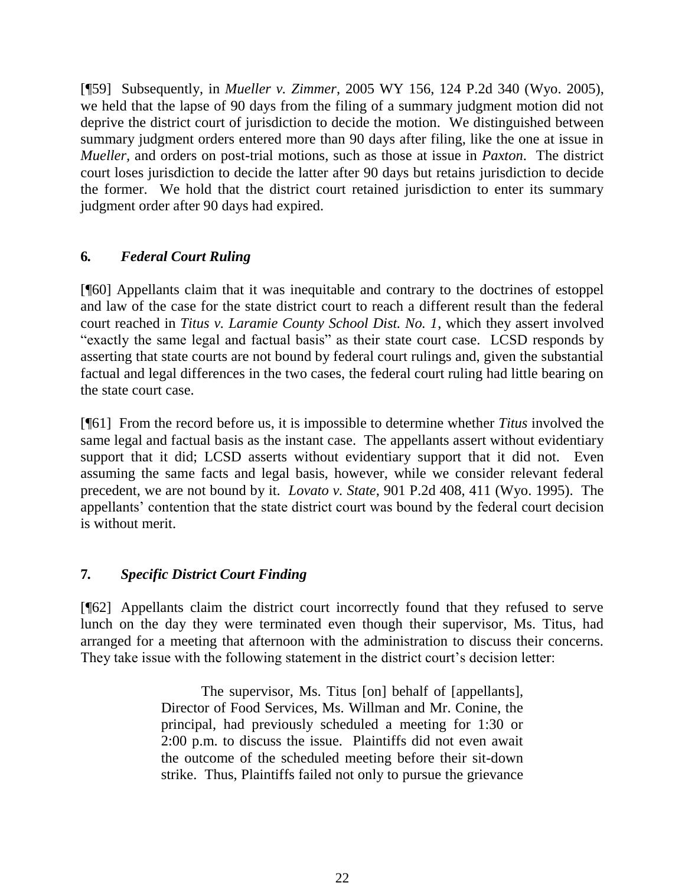[¶59] Subsequently, in *Mueller v. Zimmer*, 2005 WY 156, 124 P.2d 340 (Wyo. 2005), we held that the lapse of 90 days from the filing of a summary judgment motion did not deprive the district court of jurisdiction to decide the motion. We distinguished between summary judgment orders entered more than 90 days after filing, like the one at issue in *Mueller*, and orders on post-trial motions, such as those at issue in *Paxton*. The district court loses jurisdiction to decide the latter after 90 days but retains jurisdiction to decide the former. We hold that the district court retained jurisdiction to enter its summary judgment order after 90 days had expired.

### **6.** ***Federal Court Ruling***

[¶60] Appellants claim that it was inequitable and contrary to the doctrines of estoppel and law of the case for the state district court to reach a different result than the federal court reached in *Titus v. Laramie County School Dist. No. 1*, which they assert involved "exactly the same legal and factual basis" as their state court case. LCSD responds by asserting that state courts are not bound by federal court rulings and, given the substantial factual and legal differences in the two cases, the federal court ruling had little bearing on the state court case.

[¶61] From the record before us, it is impossible to determine whether *Titus* involved the same legal and factual basis as the instant case. The appellants assert without evidentiary support that it did; LCSD asserts without evidentiary support that it did not. Even assuming the same facts and legal basis, however, while we consider relevant federal precedent, we are not bound by it. *Lovato v. State*, 901 P.2d 408, 411 (Wyo. 1995). The appellants' contention that the state district court was bound by the federal court decision is without merit.

### **7.** ***Specific District Court Finding***

[¶62] Appellants claim the district court incorrectly found that they refused to serve lunch on the day they were terminated even though their supervisor, Ms. Titus, had arranged for a meeting that afternoon with the administration to discuss their concerns. They take issue with the following statement in the district court's decision letter:

> The supervisor, Ms. Titus [on] behalf of [appellants], Director of Food Services, Ms. Willman and Mr. Conine, the principal, had previously scheduled a meeting for 1:30 or 2:00 p.m. to discuss the issue. Plaintiffs did not even await the outcome of the scheduled meeting before their sit-down strike. Thus, Plaintiffs failed not only to pursue the grievance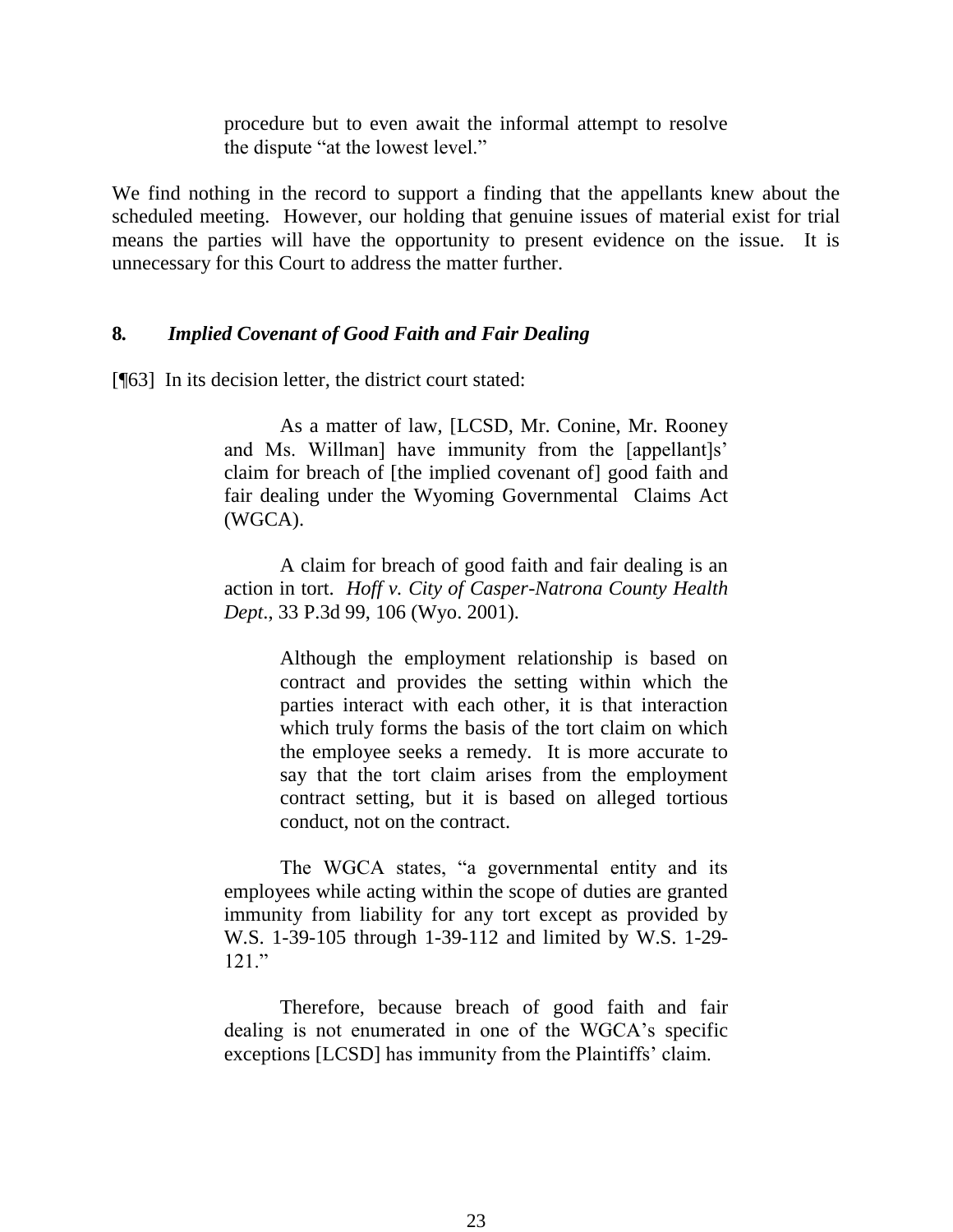> procedure but to even await the informal attempt to resolve the dispute "at the lowest level."

We find nothing in the record to support a finding that the appellants knew about the scheduled meeting. However, our holding that genuine issues of material exist for trial means the parties will have the opportunity to present evidence on the issue. It is unnecessary for this Court to address the matter further.

### 8. *Implied Covenant of Good Faith and Fair Dealing*

[¶63] In its decision letter, the district court stated:

> As a matter of law, [LCSD, Mr. Conine, Mr. Rooney and Ms. Willman] have immunity from the [appellant]s' claim for breach of [the implied covenant of] good faith and fair dealing under the Wyoming Governmental Claims Act (WGCA).
>
> A claim for breach of good faith and fair dealing is an action in tort. *Hoff v. City of Casper-Natrona County Health Dept*., 33 P.3d 99, 106 (Wyo. 2001).
>
> > Although the employment relationship is based on contract and provides the setting within which the parties interact with each other, it is that interaction which truly forms the basis of the tort claim on which the employee seeks a remedy. It is more accurate to say that the tort claim arises from the employment contract setting, but it is based on alleged tortious conduct, not on the contract.
>
> The WGCA states, "a governmental entity and its employees while acting within the scope of duties are granted immunity from liability for any tort except as provided by W.S. 1-39-105 through 1-39-112 and limited by W.S. 1-29-121."
>
> Therefore, because breach of good faith and fair dealing is not enumerated in one of the WGCA's specific exceptions [LCSD] has immunity from the Plaintiffs' claim.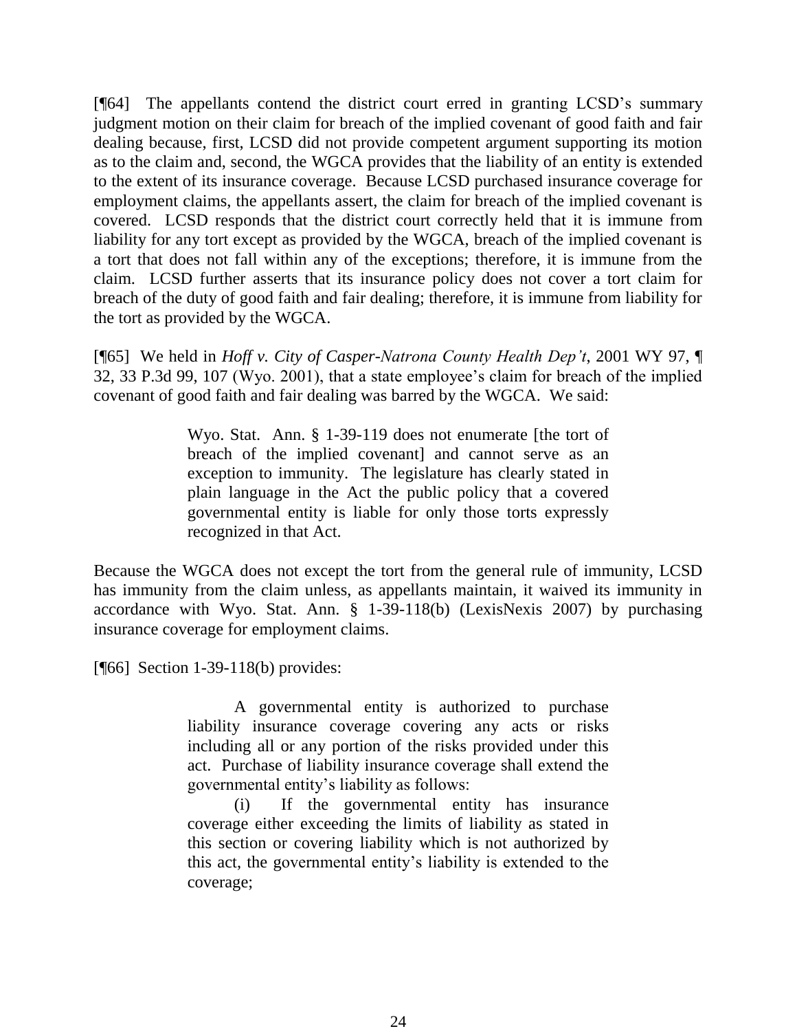[¶64] The appellants contend the district court erred in granting LCSD's summary judgment motion on their claim for breach of the implied covenant of good faith and fair dealing because, first, LCSD did not provide competent argument supporting its motion as to the claim and, second, the WGCA provides that the liability of an entity is extended to the extent of its insurance coverage. Because LCSD purchased insurance coverage for employment claims, the appellants assert, the claim for breach of the implied covenant is covered. LCSD responds that the district court correctly held that it is immune from liability for any tort except as provided by the WGCA, breach of the implied covenant is a tort that does not fall within any of the exceptions; therefore, it is immune from the claim. LCSD further asserts that its insurance policy does not cover a tort claim for breach of the duty of good faith and fair dealing; therefore, it is immune from liability for the tort as provided by the WGCA.

[¶65] We held in *Hoff v. City of Casper-Natrona County Health Dep't*, 2001 WY 97, ¶ 32, 33 P.3d 99, 107 (Wyo. 2001), that a state employee's claim for breach of the implied covenant of good faith and fair dealing was barred by the WGCA. We said:

> Wyo. Stat. Ann. § 1-39-119 does not enumerate [the tort of breach of the implied covenant] and cannot serve as an exception to immunity. The legislature has clearly stated in plain language in the Act the public policy that a covered governmental entity is liable for only those torts expressly recognized in that Act.

Because the WGCA does not except the tort from the general rule of immunity, LCSD has immunity from the claim unless, as appellants maintain, it waived its immunity in accordance with Wyo. Stat. Ann. § 1-39-118(b) (LexisNexis 2007) by purchasing insurance coverage for employment claims.

[¶66] Section 1-39-118(b) provides:

> A governmental entity is authorized to purchase liability insurance coverage covering any acts or risks including all or any portion of the risks provided under this act. Purchase of liability insurance coverage shall extend the governmental entity's liability as follows:
>
> (i) If the governmental entity has insurance coverage either exceeding the limits of liability as stated in this section or covering liability which is not authorized by this act, the governmental entity's liability is extended to the coverage;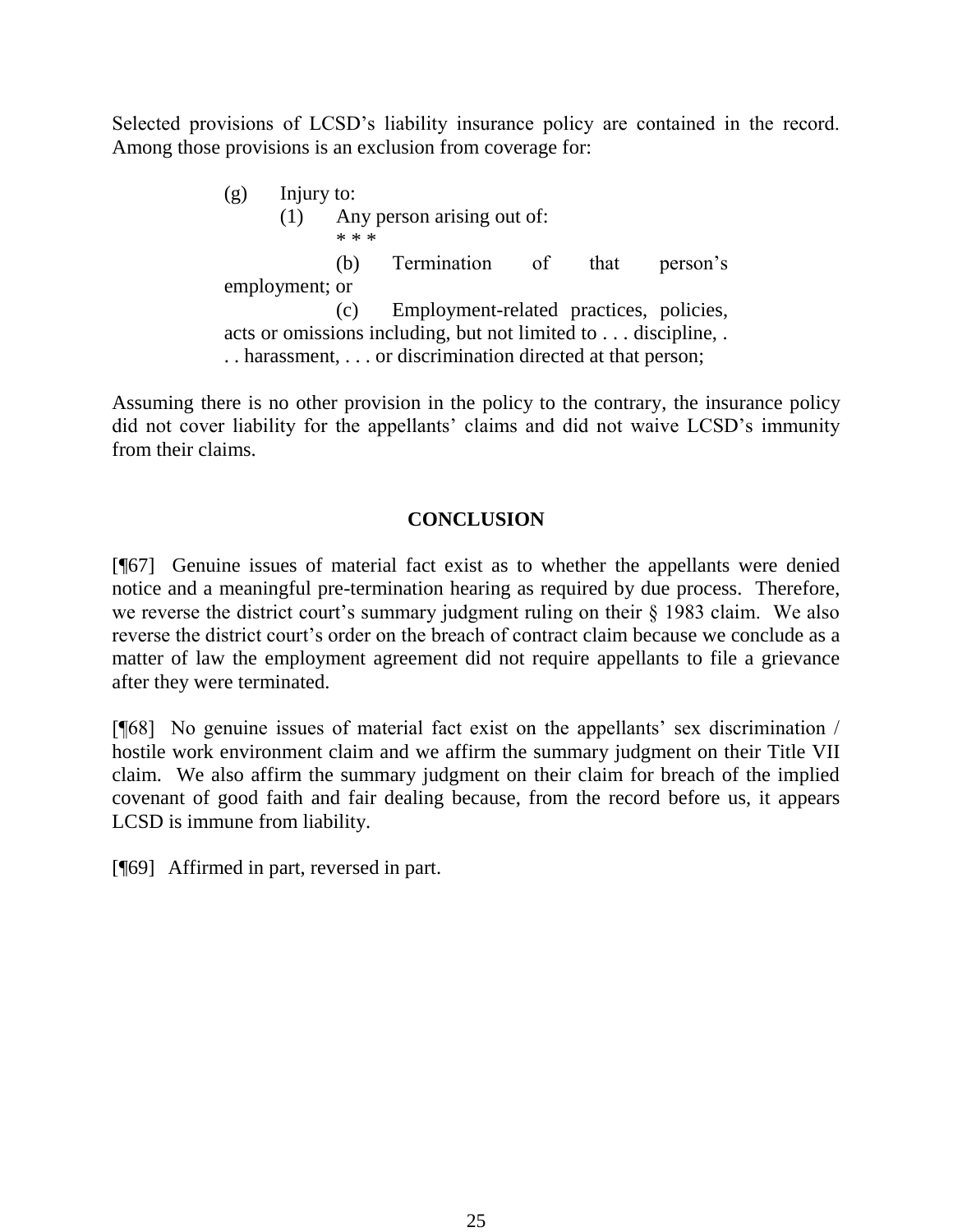Selected provisions of LCSD's liability insurance policy are contained in the record. Among those provisions is an exclusion from coverage for:

> (g) Injury to:
>
> (1) Any person arising out of:
>
> * * *
>
> (b) Termination of that person's employment; or
>
> (c) Employment-related practices, policies, acts or omissions including, but not limited to . . . discipline, . . . harassment, . . . or discrimination directed at that person;

Assuming there is no other provision in the policy to the contrary, the insurance policy did not cover liability for the appellants' claims and did not waive LCSD's immunity from their claims.

## CONCLUSION

[¶67] Genuine issues of material fact exist as to whether the appellants were denied notice and a meaningful pre-termination hearing as required by due process. Therefore, we reverse the district court's summary judgment ruling on their § 1983 claim. We also reverse the district court's order on the breach of contract claim because we conclude as a matter of law the employment agreement did not require appellants to file a grievance after they were terminated.

[¶68] No genuine issues of material fact exist on the appellants' sex discrimination / hostile work environment claim and we affirm the summary judgment on their Title VII claim. We also affirm the summary judgment on their claim for breach of the implied covenant of good faith and fair dealing because, from the record before us, it appears LCSD is immune from liability.

[¶69] Affirmed in part, reversed in part.